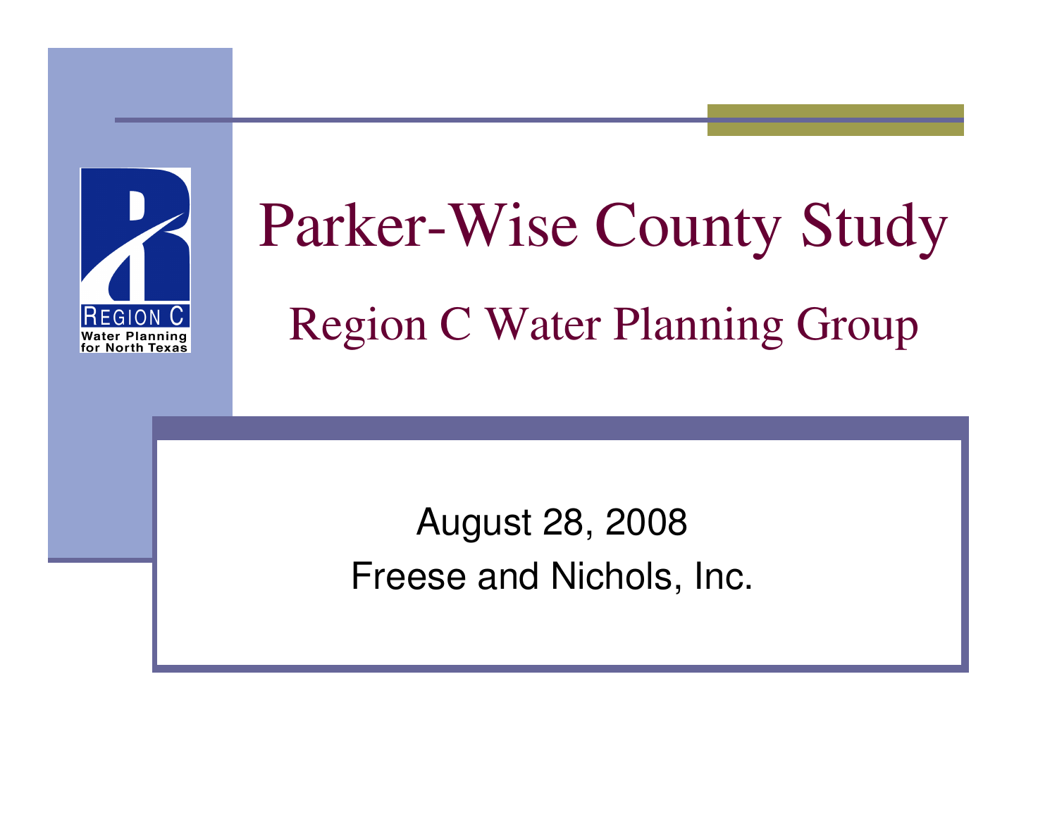# Parker-Wise County Study

## Region C Water Planning Group

August 28, 2008

Freese and Nichols, Inc.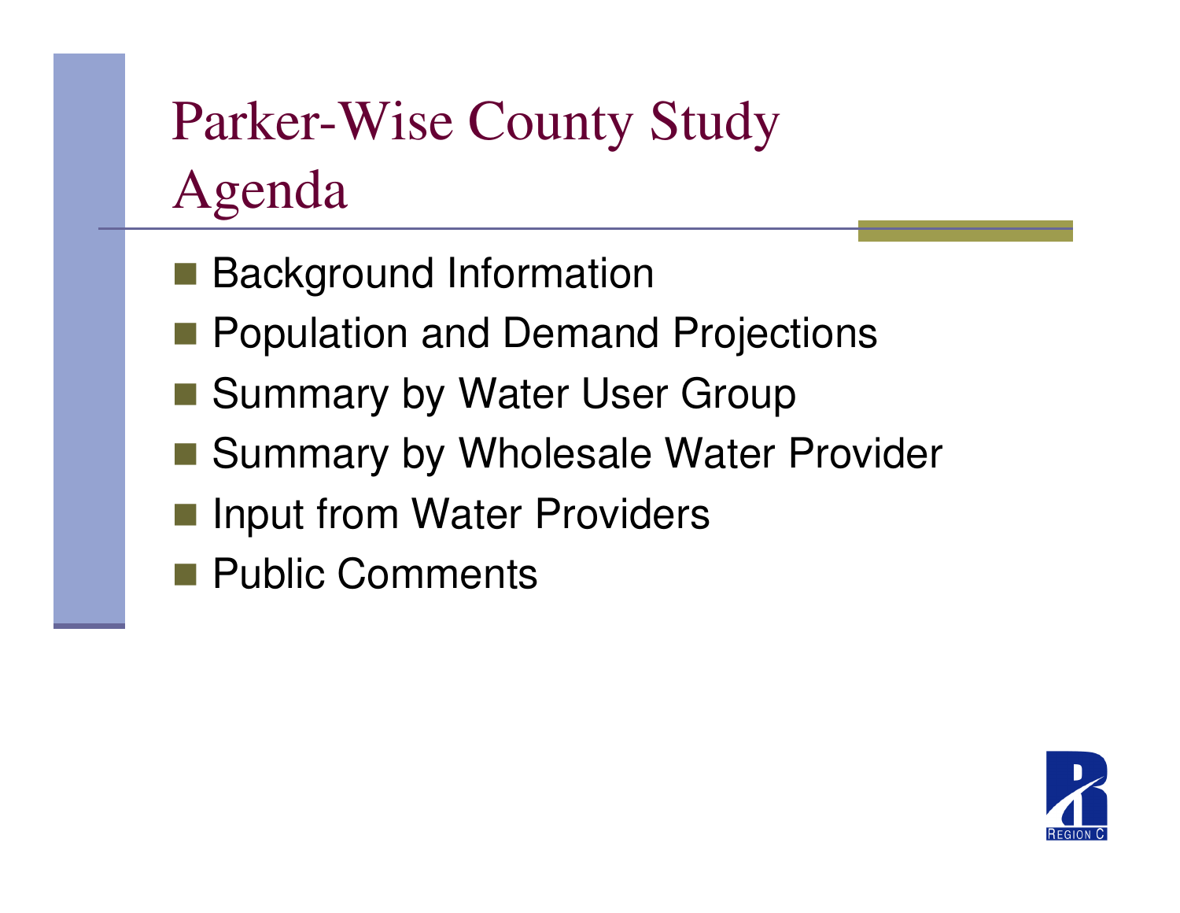# Parker-Wise County Study Agenda

- Background Information
- Population and Demand Projections
- Summary by Water User Group
- Summary by Wholesale Water Provider
- Input from Water Providers
- Public Comments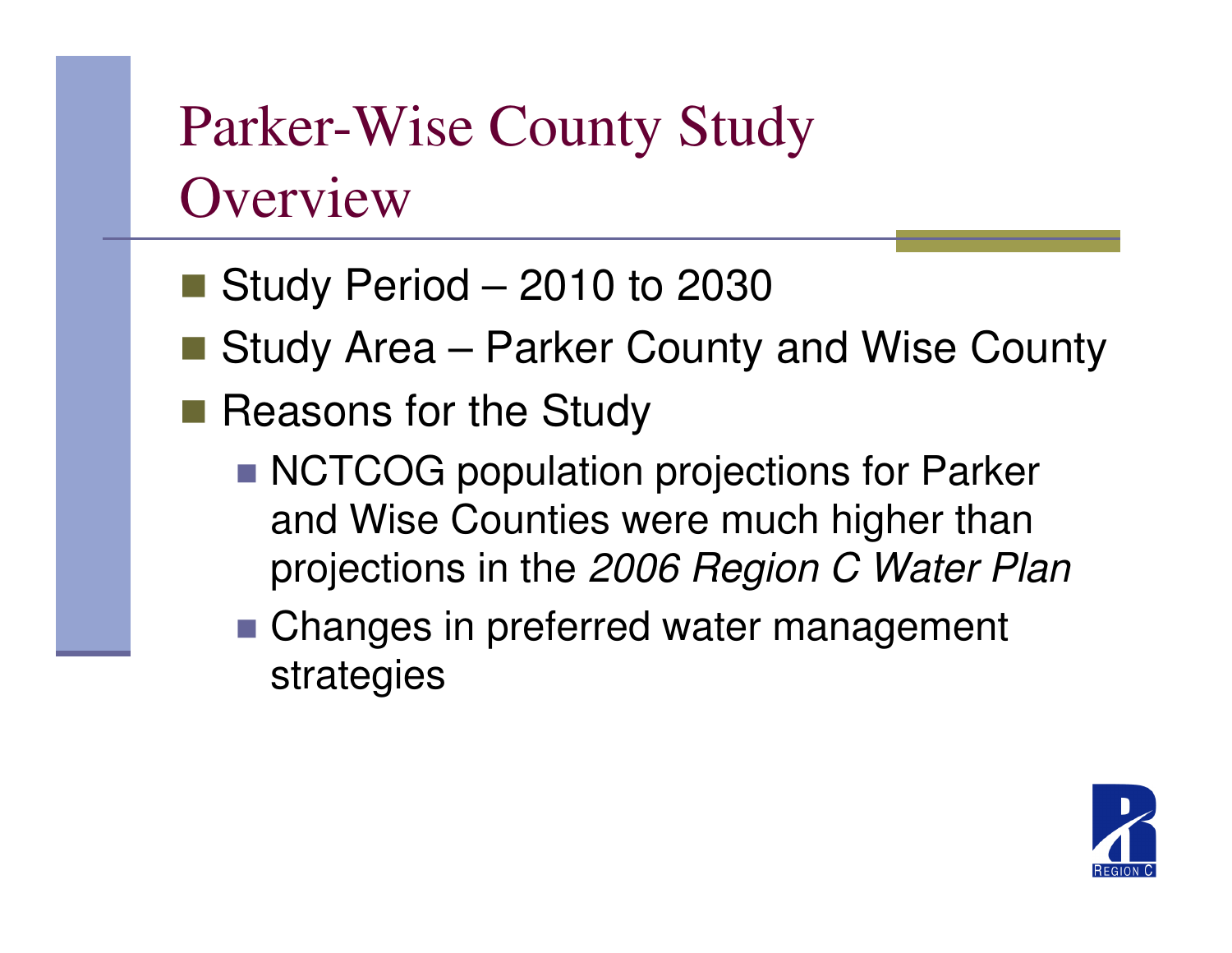# Parker-Wise County Study Overview

- Study Period – 2010 to 2030
- Study Area – Parker County and Wise County
- Reasons for the Study
  - NCTCOG population projections for Parker and Wise Counties were much higher than projections in the *2006 Region C Water Plan*
  - Changes in preferred water management strategies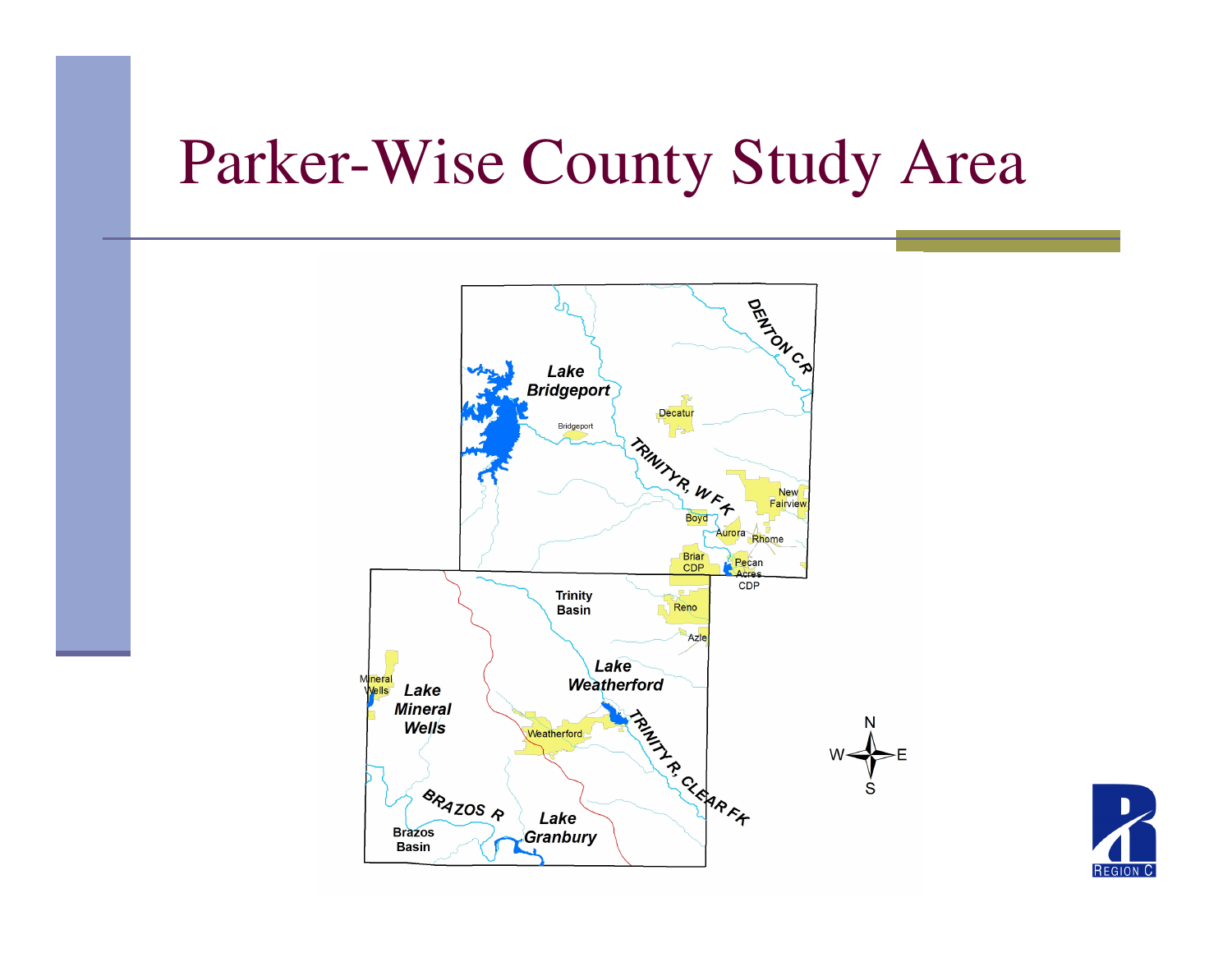# Parker-Wise County Study Area

Lake Bridgeport

Bridgeport

Decatur

DENTON CR

TRINITY R, W F K

New Fairview

Boyd

Aurora

Rhome

Briar CDP

Pecan Acres CDP

Trinity Basin

Reno

Azle

Mineral Wells

Lake Mineral Wells

Lake Weatherford

Weatherford

TRINITY R, CLEAR FK

BRAZOS R

Lake Granbury

Brazos Basin

N

W

E

S

REGION C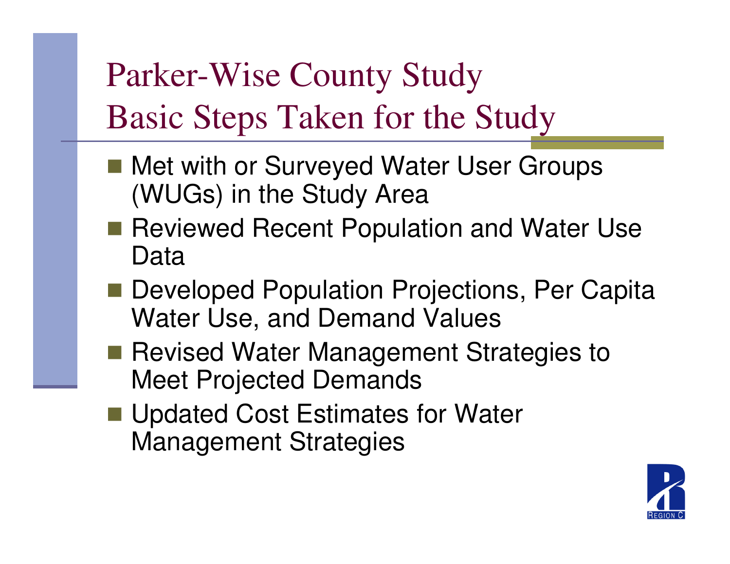# Parker-Wise County Study
## Basic Steps Taken for the Study

- Met with or Surveyed Water User Groups (WUGs) in the Study Area
- Reviewed Recent Population and Water Use Data
- Developed Population Projections, Per Capita Water Use, and Demand Values
- Revised Water Management Strategies to Meet Projected Demands
- Updated Cost Estimates for Water Management Strategies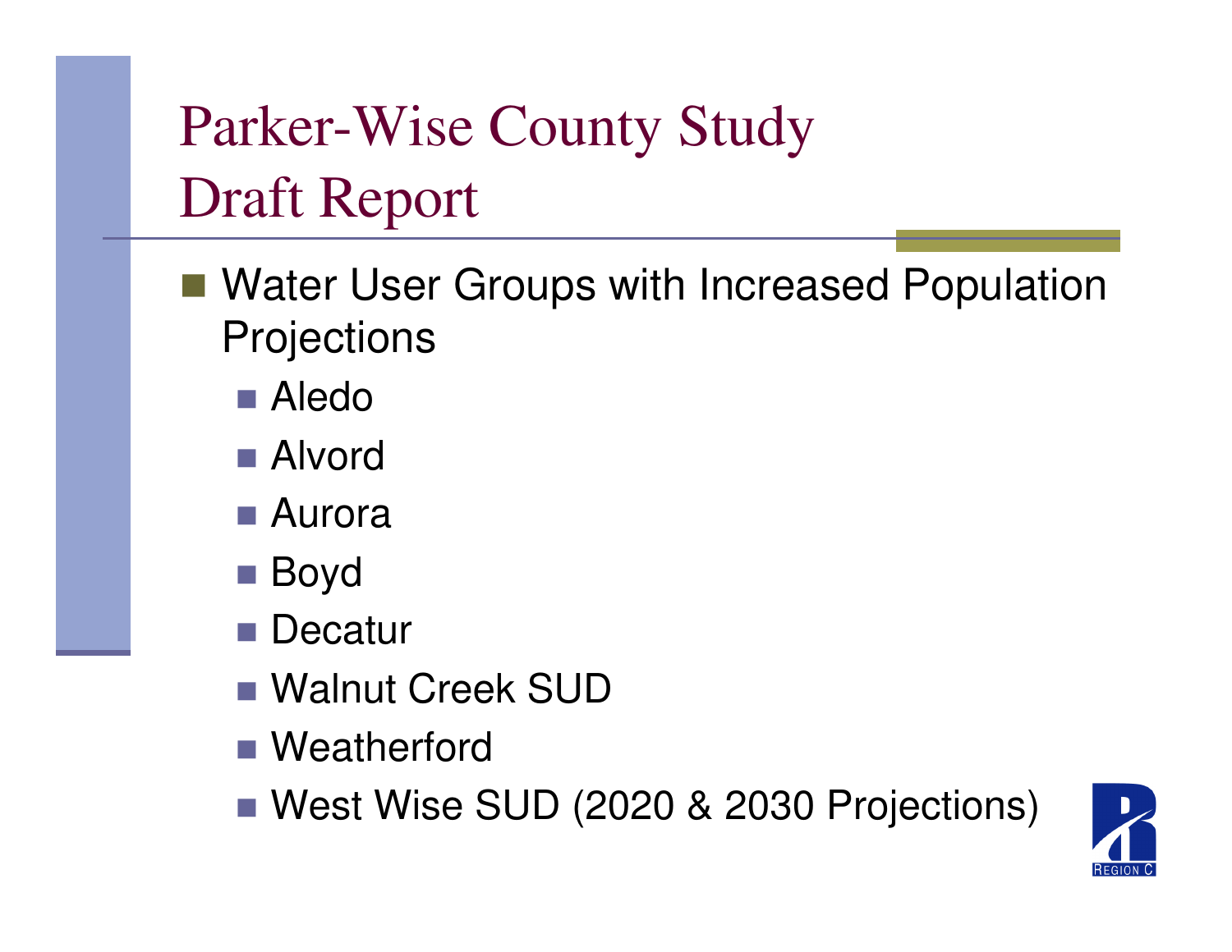# Parker-Wise County Study Draft Report

- Water User Groups with Increased Population Projections
  - Aledo
  - Alvord
  - Aurora
  - Boyd
  - Decatur
  - Walnut Creek SUD
  - Weatherford
  - West Wise SUD (2020 & 2030 Projections)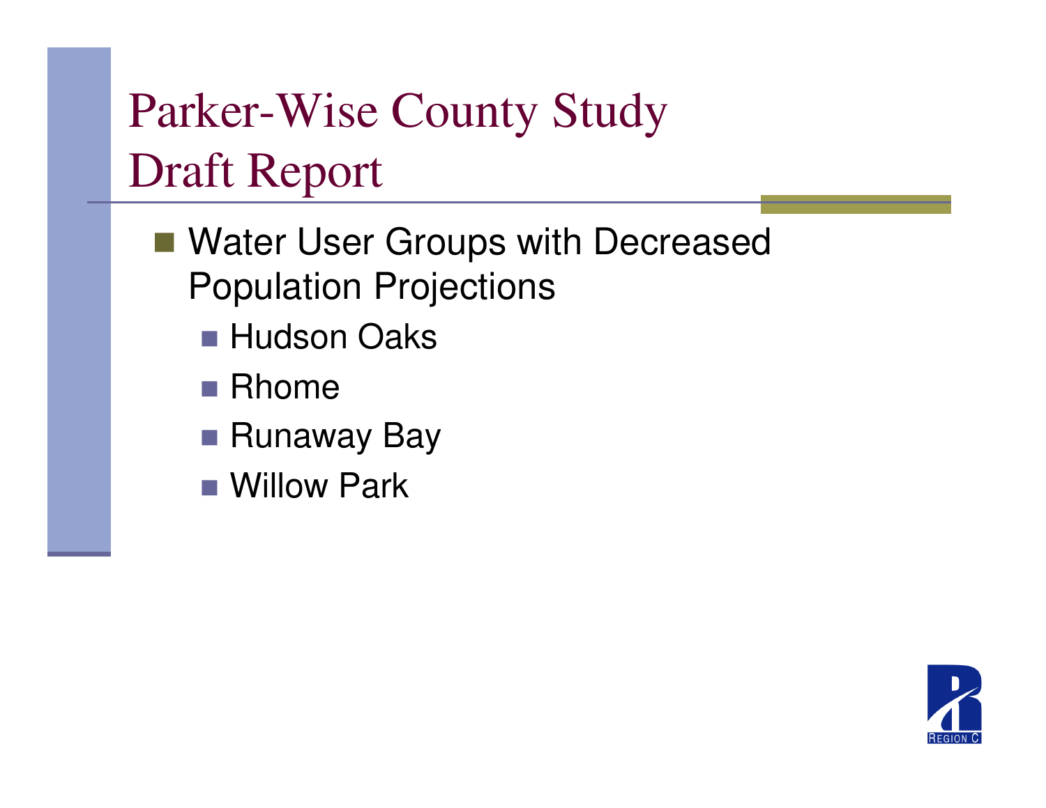# Parker-Wise County Study Draft Report

- Water User Groups with Decreased Population Projections
  - Hudson Oaks
  - Rhome
  - Runaway Bay
  - Willow Park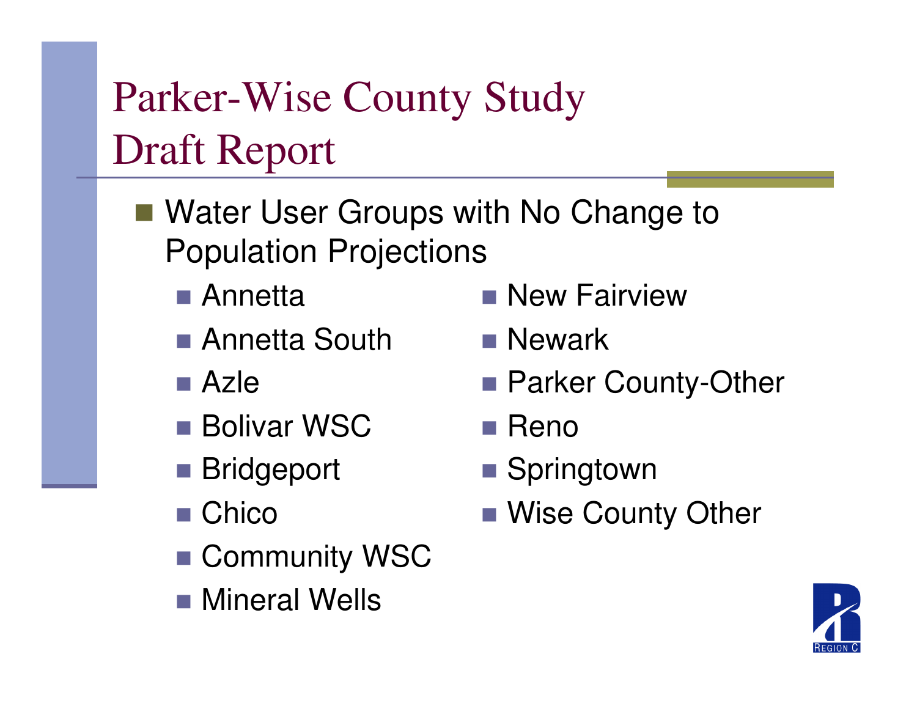# Parker-Wise County Study Draft Report

- Water User Groups with No Change to Population Projections
  - Annetta
  - Annetta South
  - Azle
  - Bolivar WSC
  - Bridgeport
  - Chico
  - Community WSC
  - Mineral Wells
  - New Fairview
  - Newark
  - Parker County-Other
  - Reno
  - Springtown
  - Wise County Other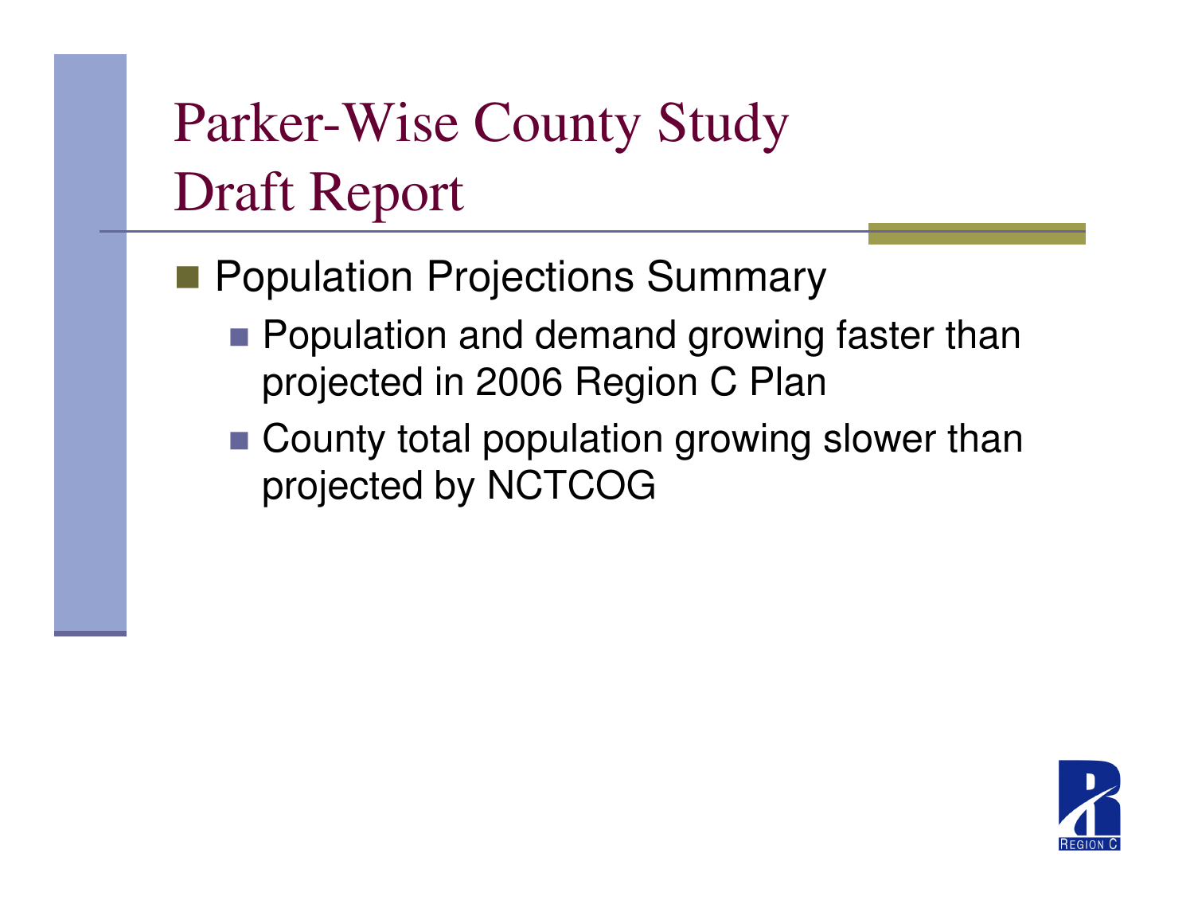# Parker-Wise County Study Draft Report

- Population Projections Summary
  - Population and demand growing faster than projected in 2006 Region C Plan
  - County total population growing slower than projected by NCTCOG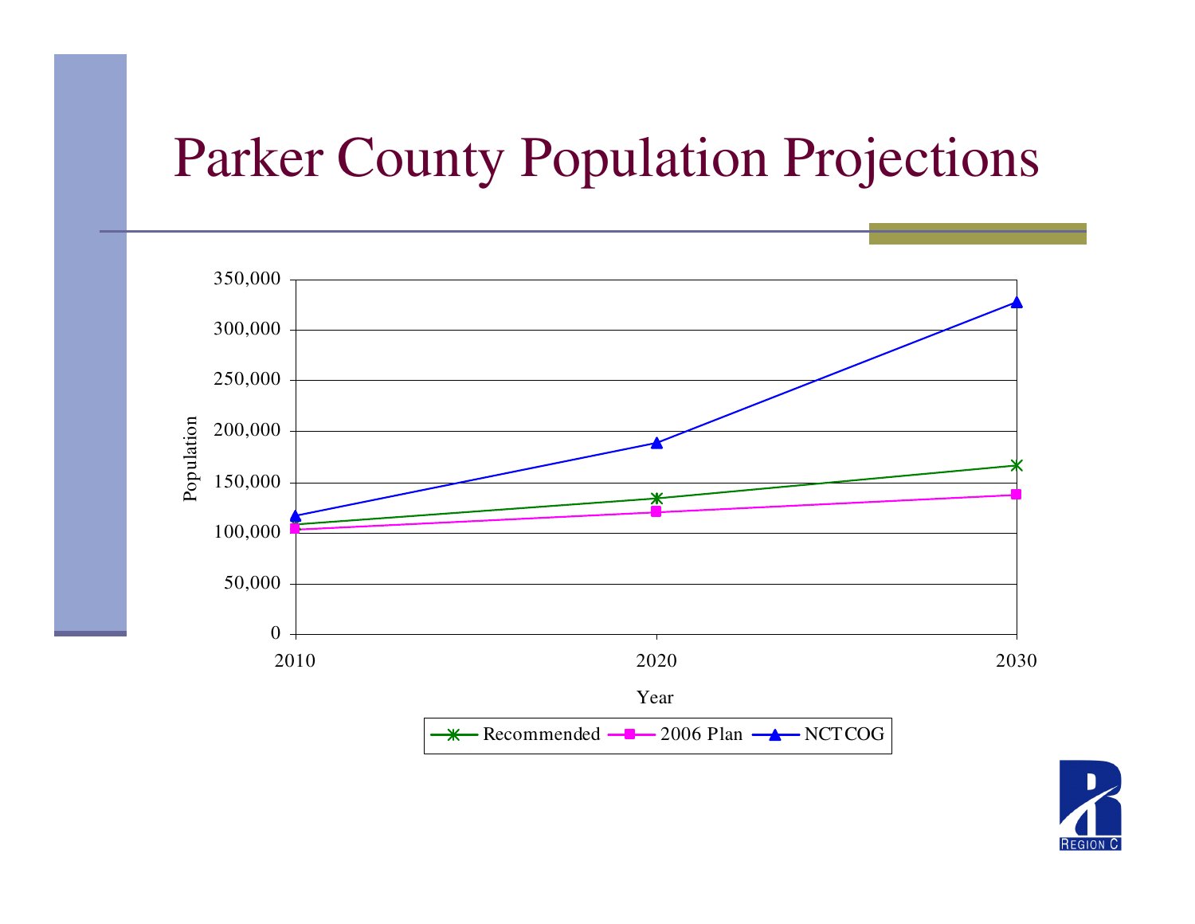# Parker County Population Projections

Population

350,000
300,000
250,000
200,000
150,000
100,000
50,000
0

2010 2020 2030

Year

Recommended 2006 Plan NCTCOG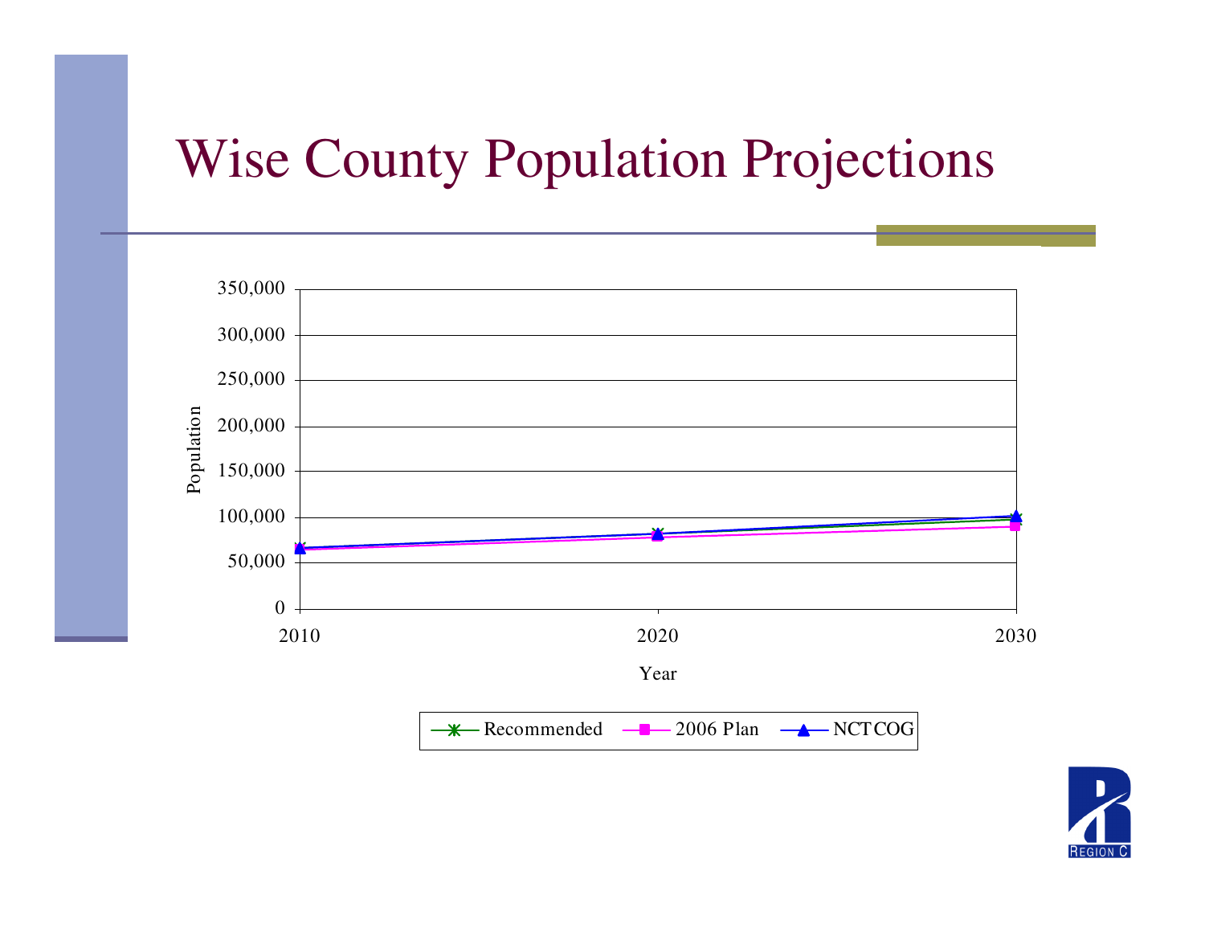# Wise County Population Projections

Population

350,000
300,000
250,000
200,000
150,000
100,000
50,000
0

2010 2020 2030

Year

Recommended 2006 Plan NCTCOG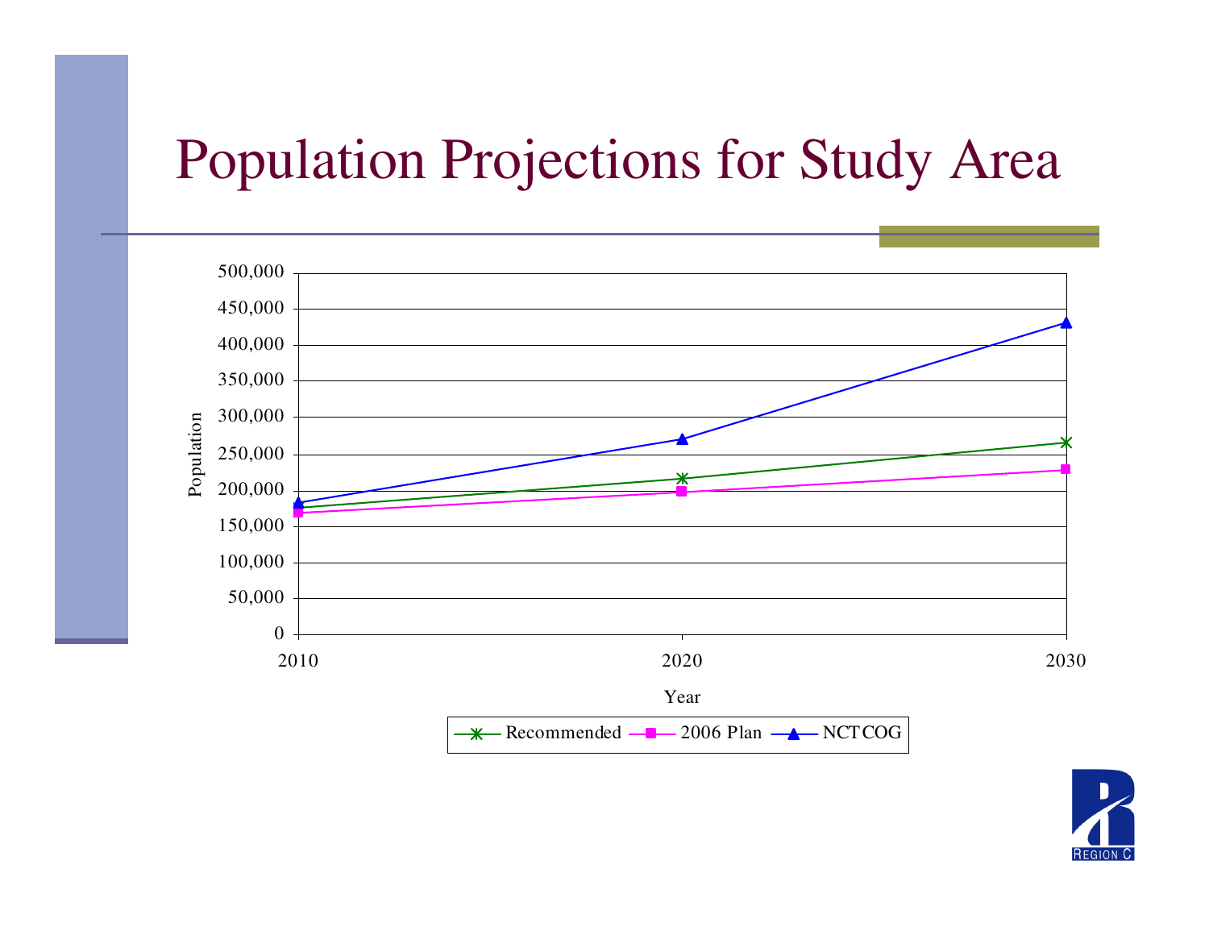# Population Projections for Study Area

Population

500,000
450,000
400,000
350,000
300,000
250,000
200,000
150,000
100,000
50,000
0

2010 2020 2030

Year

Recommended 2006 Plan NCTCOG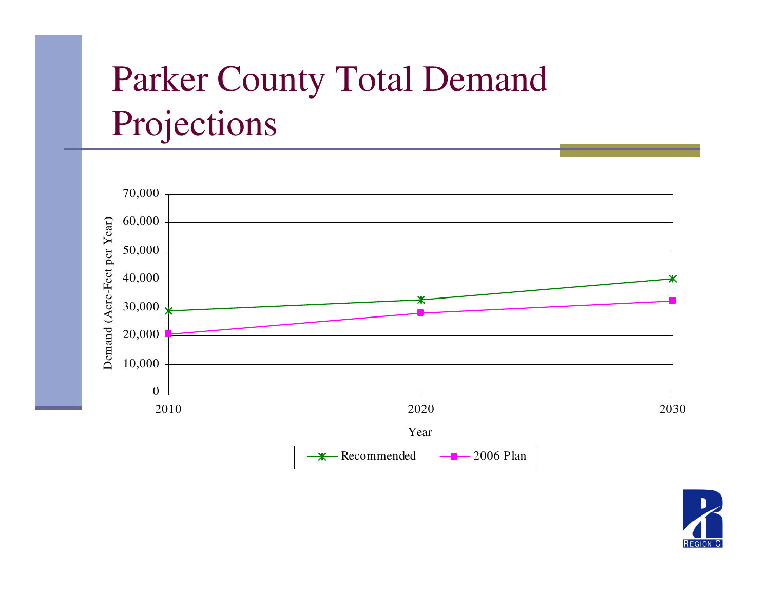# Parker County Total Demand Projections

Demand (Acre-Feet per Year)

70,000
60,000
50,000
40,000
30,000
20,000
10,000
0

2010 2020 2030

Year

Recommended 2006 Plan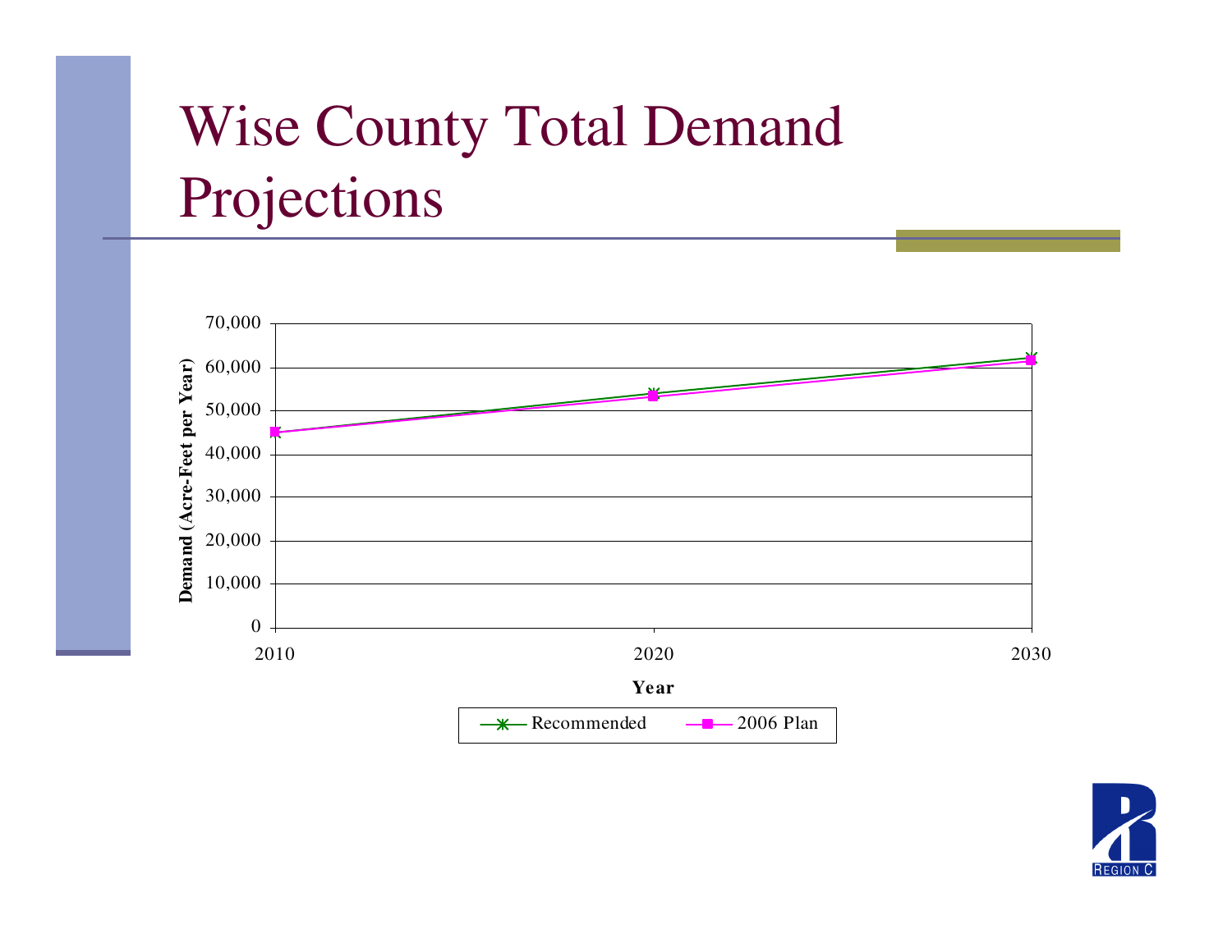# Wise County Total Demand Projections

Demand (Acre-Feet per Year)

70,000
60,000
50,000
40,000
30,000
20,000
10,000
0

2010 2020 2030

Year

Recommended 2006 Plan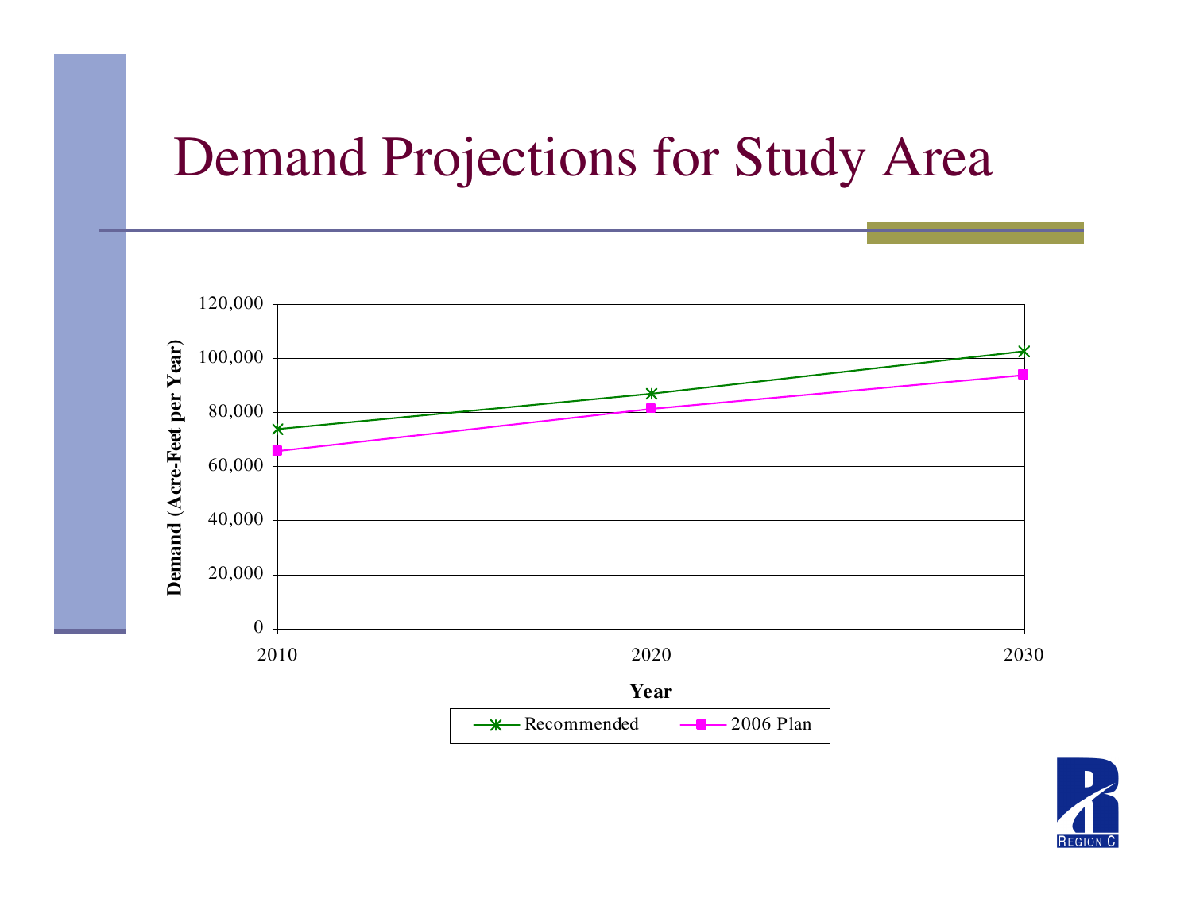# Demand Projections for Study Area

Demand (Acre-Feet per Year)

120,000
100,000
80,000
60,000
40,000
20,000
0

2010 2020 2030

Year

Recommended — 2006 Plan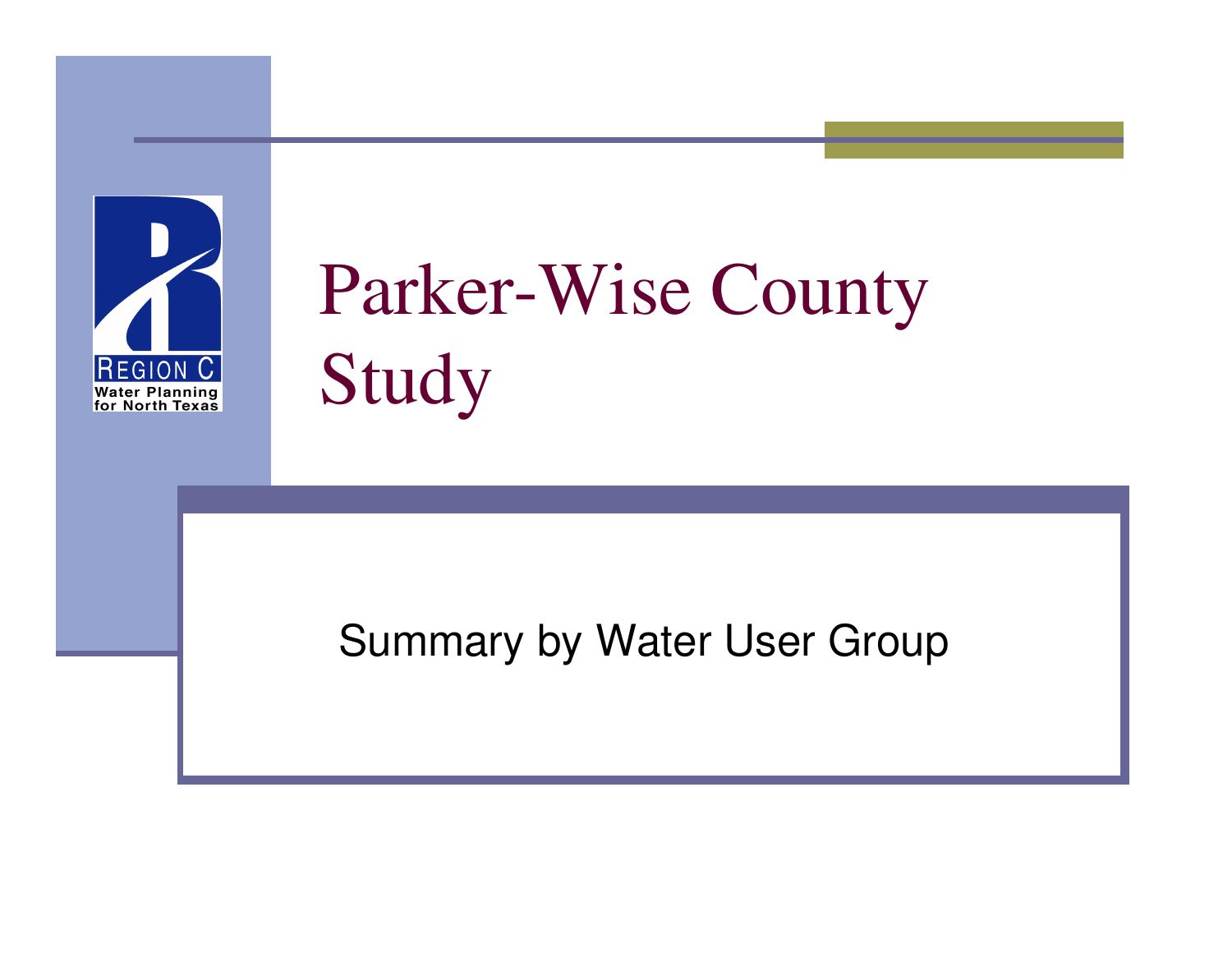# Parker-Wise County Study

Summary by Water User Group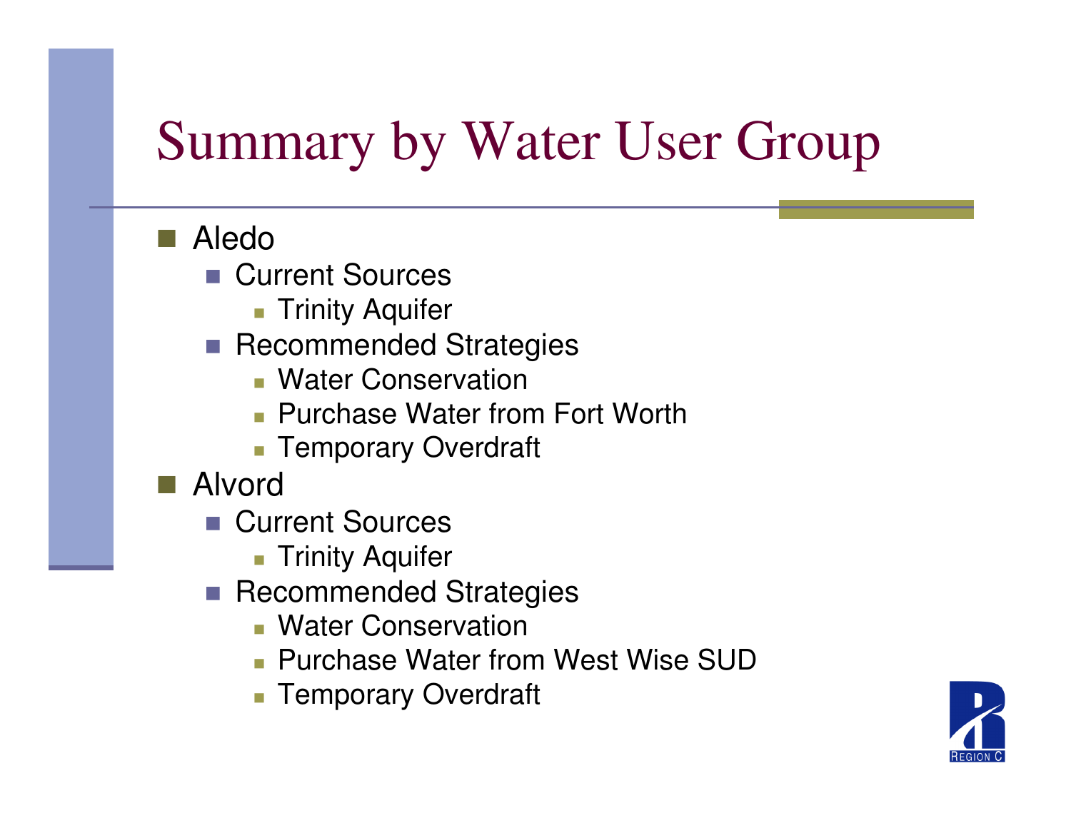# Summary by Water User Group

- Aledo
  - Current Sources
    - Trinity Aquifer
  - Recommended Strategies
    - Water Conservation
    - Purchase Water from Fort Worth
    - Temporary Overdraft
- Alvord
  - Current Sources
    - Trinity Aquifer
  - Recommended Strategies
    - Water Conservation
    - Purchase Water from West Wise SUD
    - Temporary Overdraft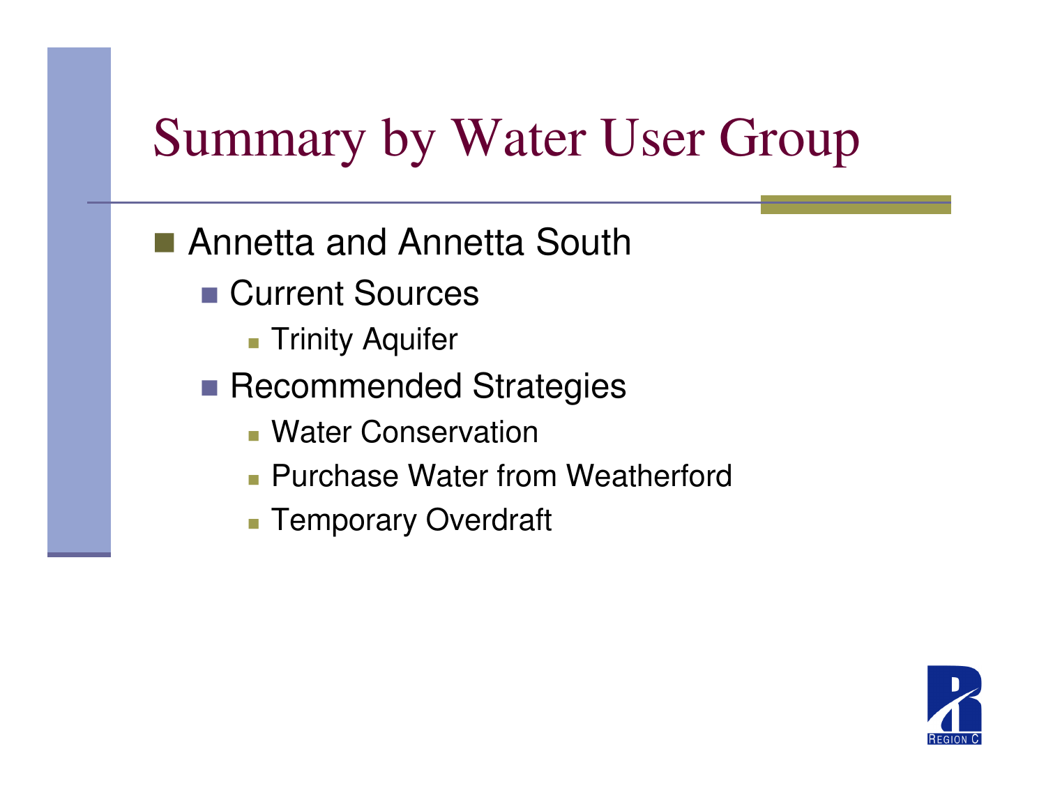# Summary by Water User Group

- Annetta and Annetta South
  - Current Sources
    - Trinity Aquifer
  - Recommended Strategies
    - Water Conservation
    - Purchase Water from Weatherford
    - Temporary Overdraft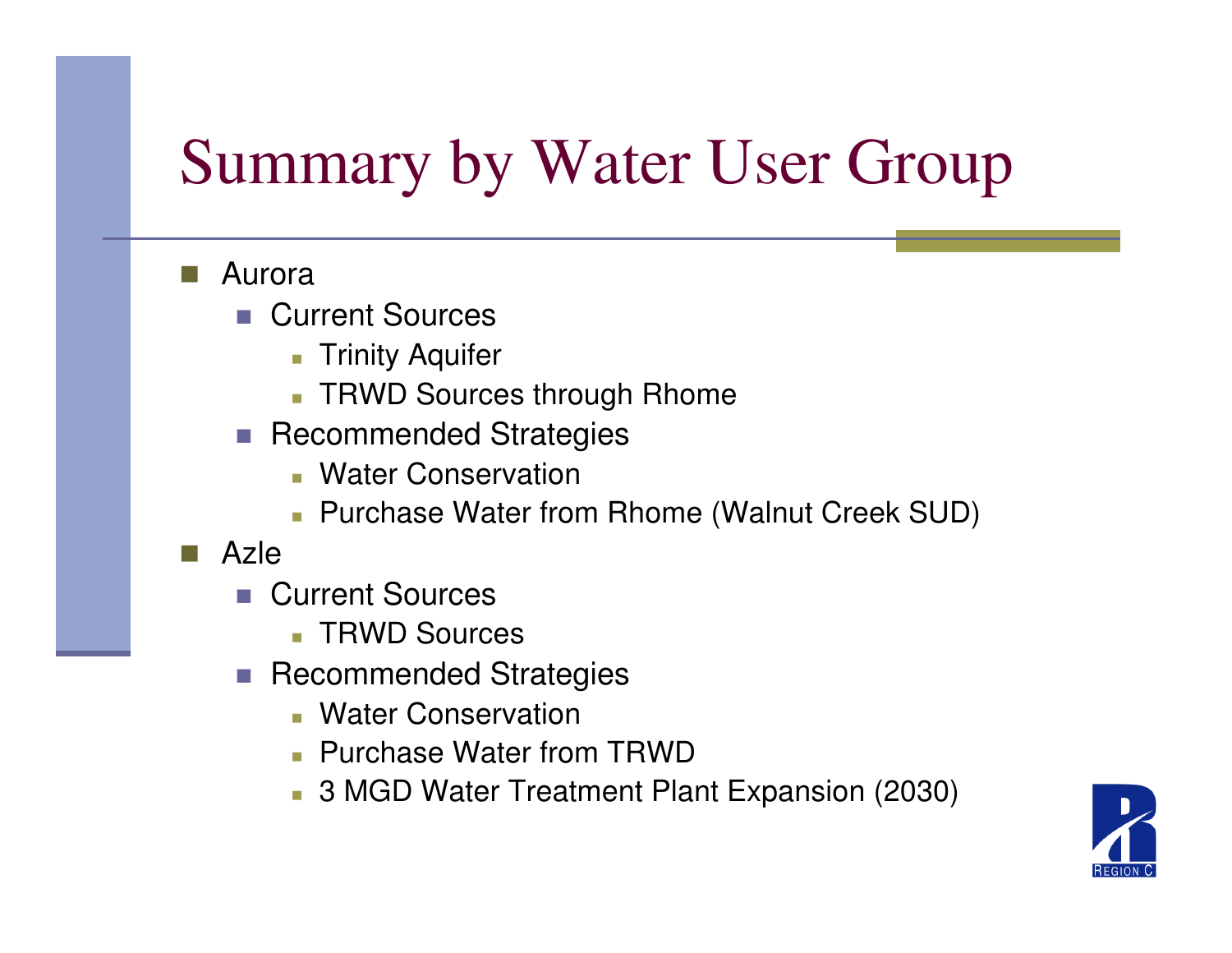# Summary by Water User Group

- Aurora
  - Current Sources
    - Trinity Aquifer
    - TRWD Sources through Rhome
  - Recommended Strategies
    - Water Conservation
    - Purchase Water from Rhome (Walnut Creek SUD)
- Azle
  - Current Sources
    - TRWD Sources
  - Recommended Strategies
    - Water Conservation
    - Purchase Water from TRWD
    - 3 MGD Water Treatment Plant Expansion (2030)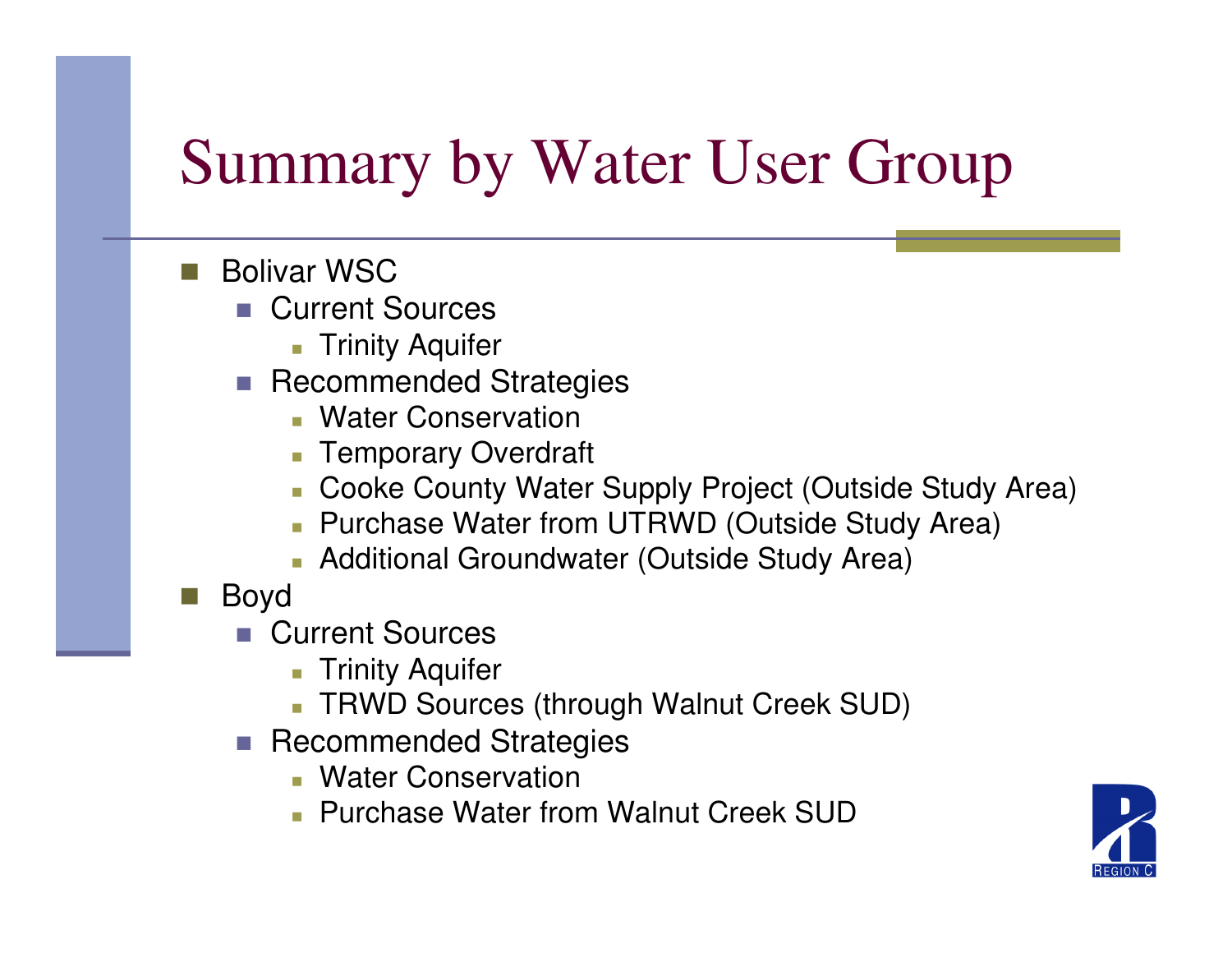# Summary by Water User Group

- Bolivar WSC
  - Current Sources
    - Trinity Aquifer
  - Recommended Strategies
    - Water Conservation
    - Temporary Overdraft
    - Cooke County Water Supply Project (Outside Study Area)
    - Purchase Water from UTRWD (Outside Study Area)
    - Additional Groundwater (Outside Study Area)
- Boyd
  - Current Sources
    - Trinity Aquifer
    - TRWD Sources (through Walnut Creek SUD)
  - Recommended Strategies
    - Water Conservation
    - Purchase Water from Walnut Creek SUD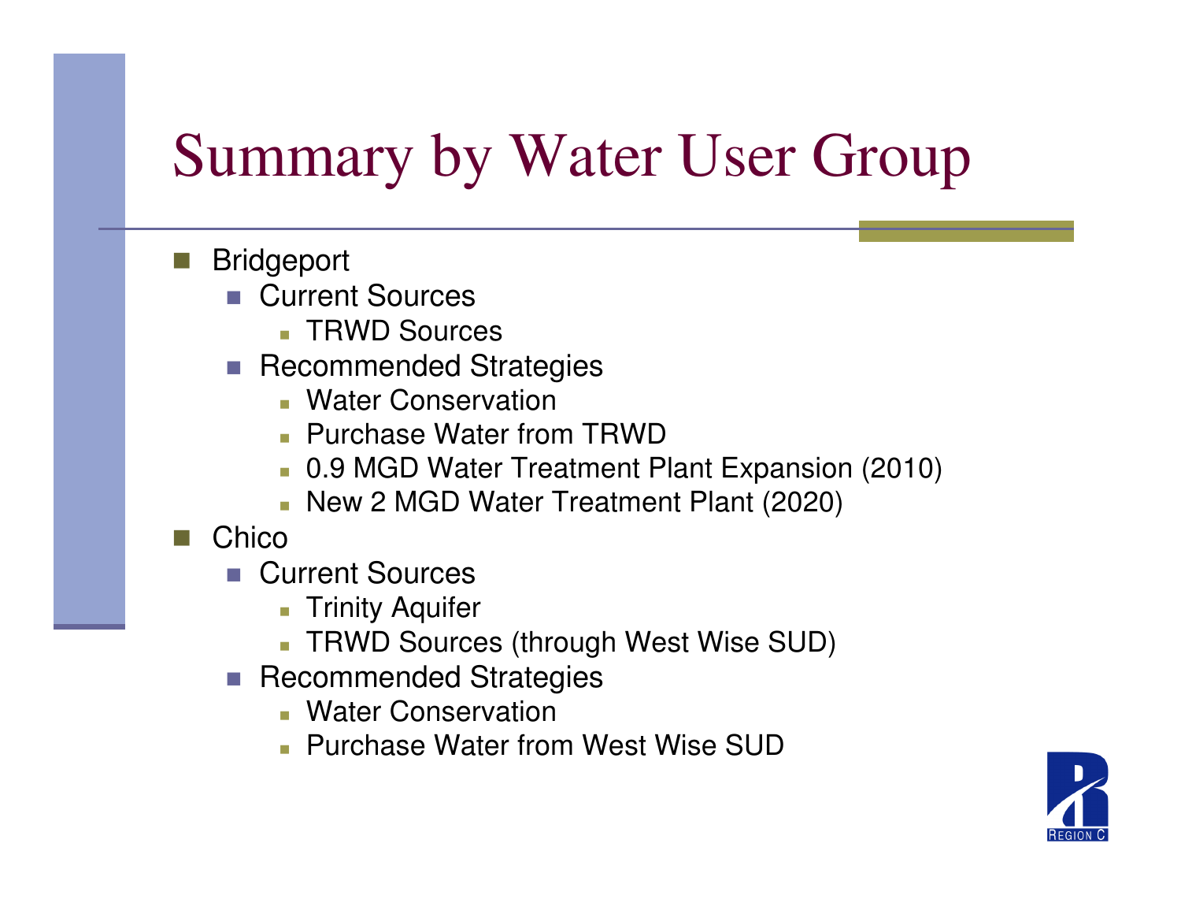# Summary by Water User Group

- Bridgeport
  - Current Sources
    - TRWD Sources
  - Recommended Strategies
    - Water Conservation
    - Purchase Water from TRWD
    - 0.9 MGD Water Treatment Plant Expansion (2010)
    - New 2 MGD Water Treatment Plant (2020)
- Chico
  - Current Sources
    - Trinity Aquifer
    - TRWD Sources (through West Wise SUD)
  - Recommended Strategies
    - Water Conservation
    - Purchase Water from West Wise SUD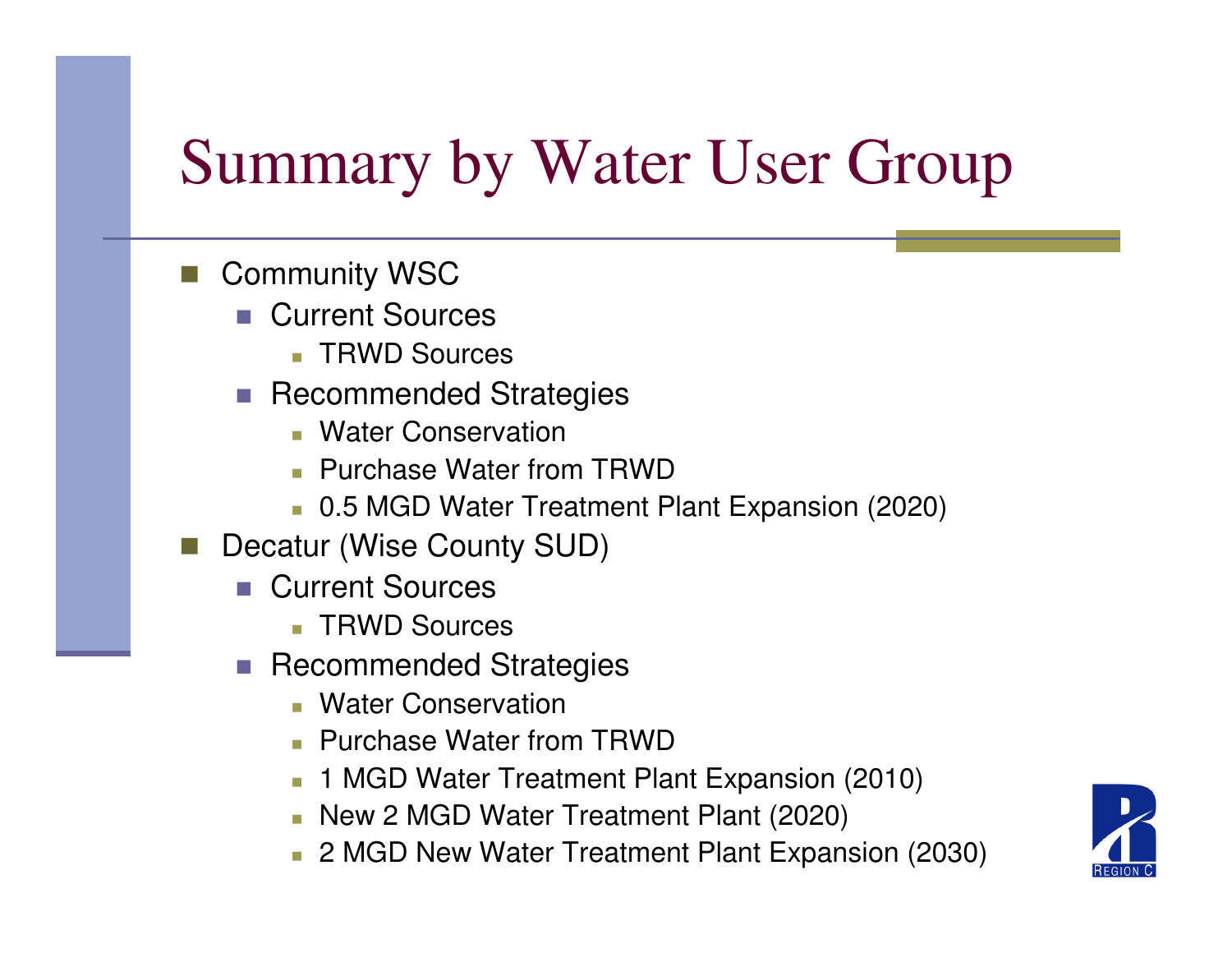# Summary by Water User Group

- Community WSC
  - Current Sources
    - TRWD Sources
  - Recommended Strategies
    - Water Conservation
    - Purchase Water from TRWD
    - 0.5 MGD Water Treatment Plant Expansion (2020)
- Decatur (Wise County SUD)
  - Current Sources
    - TRWD Sources
  - Recommended Strategies
    - Water Conservation
    - Purchase Water from TRWD
    - 1 MGD Water Treatment Plant Expansion (2010)
    - New 2 MGD Water Treatment Plant (2020)
    - 2 MGD New Water Treatment Plant Expansion (2030)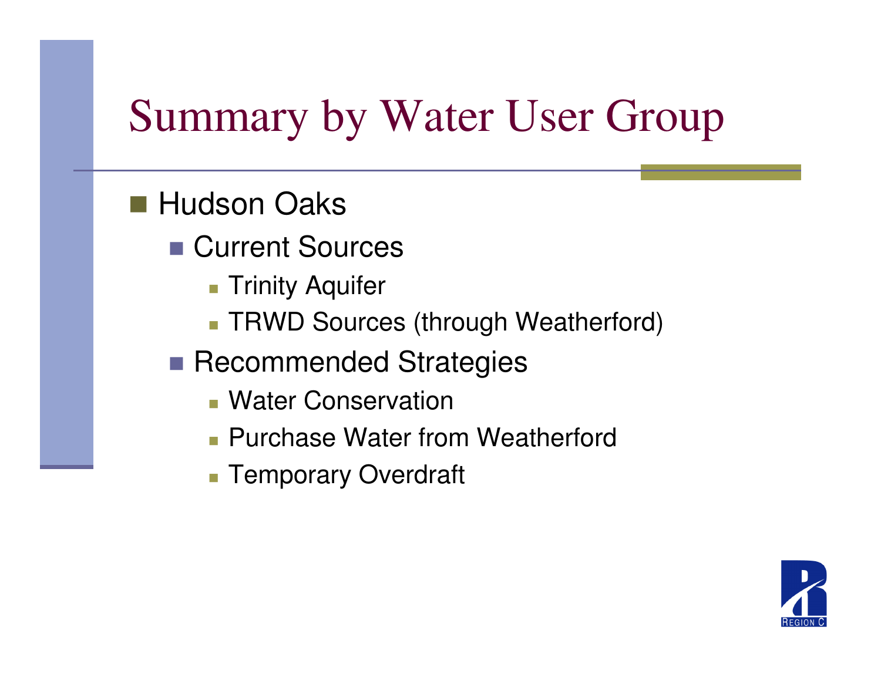# Summary by Water User Group

- Hudson Oaks
  - Current Sources
    - Trinity Aquifer
    - TRWD Sources (through Weatherford)
  - Recommended Strategies
    - Water Conservation
    - Purchase Water from Weatherford
    - Temporary Overdraft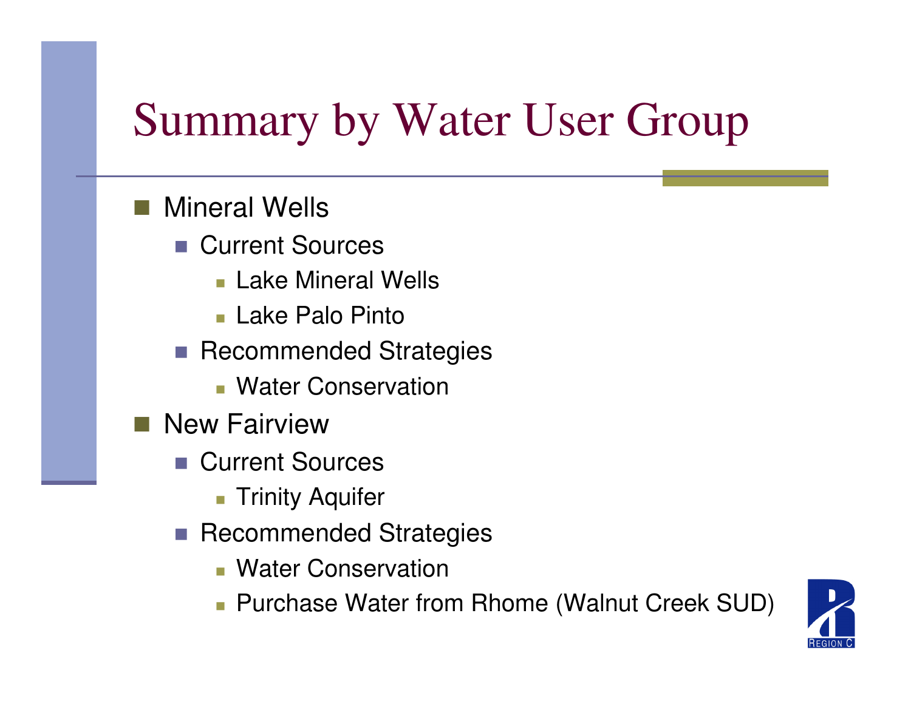# Summary by Water User Group

- Mineral Wells
  - Current Sources
    - Lake Mineral Wells
    - Lake Palo Pinto
  - Recommended Strategies
    - Water Conservation
- New Fairview
  - Current Sources
    - Trinity Aquifer
  - Recommended Strategies
    - Water Conservation
    - Purchase Water from Rhome (Walnut Creek SUD)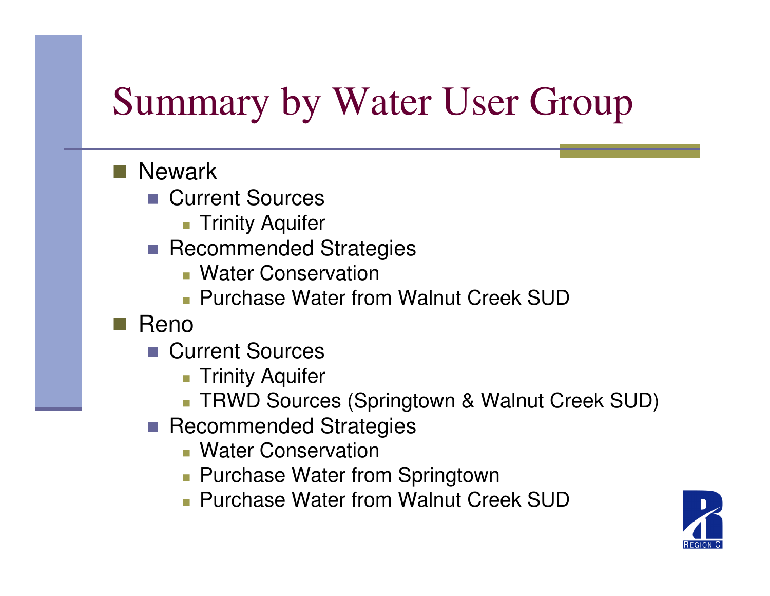# Summary by Water User Group

- Newark
  - Current Sources
    - Trinity Aquifer
  - Recommended Strategies
    - Water Conservation
    - Purchase Water from Walnut Creek SUD
- Reno
  - Current Sources
    - Trinity Aquifer
    - TRWD Sources (Springtown & Walnut Creek SUD)
  - Recommended Strategies
    - Water Conservation
    - Purchase Water from Springtown
    - Purchase Water from Walnut Creek SUD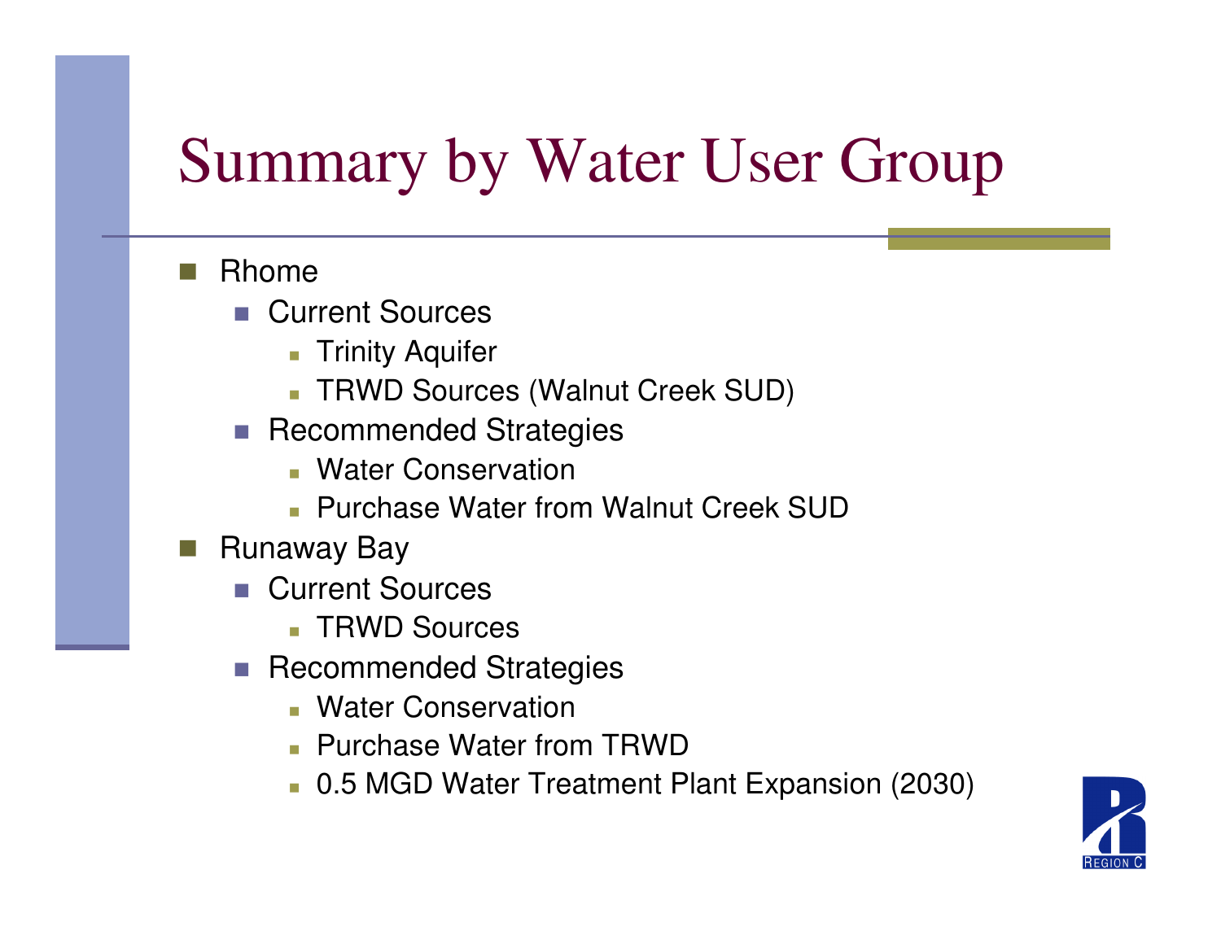# Summary by Water User Group

- Rhome
  - Current Sources
    - Trinity Aquifer
    - TRWD Sources (Walnut Creek SUD)
  - Recommended Strategies
    - Water Conservation
    - Purchase Water from Walnut Creek SUD
- Runaway Bay
  - Current Sources
    - TRWD Sources
  - Recommended Strategies
    - Water Conservation
    - Purchase Water from TRWD
    - 0.5 MGD Water Treatment Plant Expansion (2030)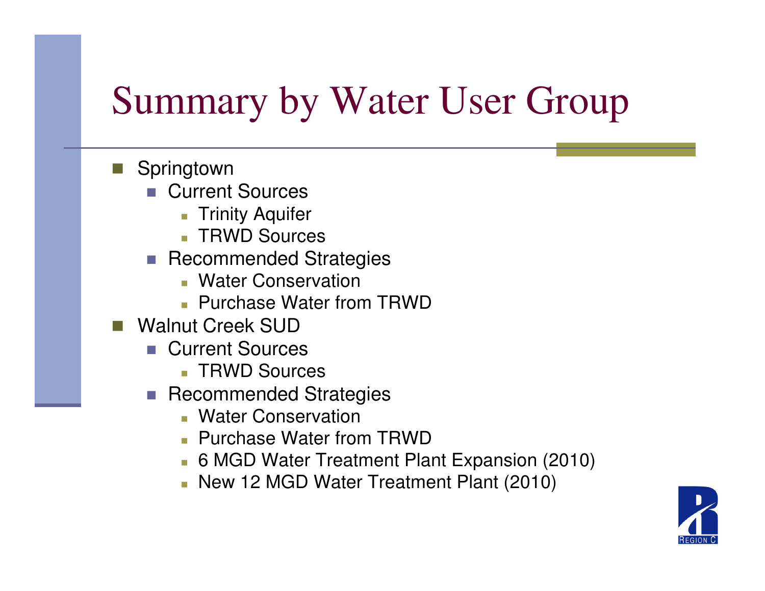# Summary by Water User Group

- Springtown
  - Current Sources
    - Trinity Aquifer
    - TRWD Sources
  - Recommended Strategies
    - Water Conservation
    - Purchase Water from TRWD
- Walnut Creek SUD
  - Current Sources
    - TRWD Sources
  - Recommended Strategies
    - Water Conservation
    - Purchase Water from TRWD
    - 6 MGD Water Treatment Plant Expansion (2010)
    - New 12 MGD Water Treatment Plant (2010)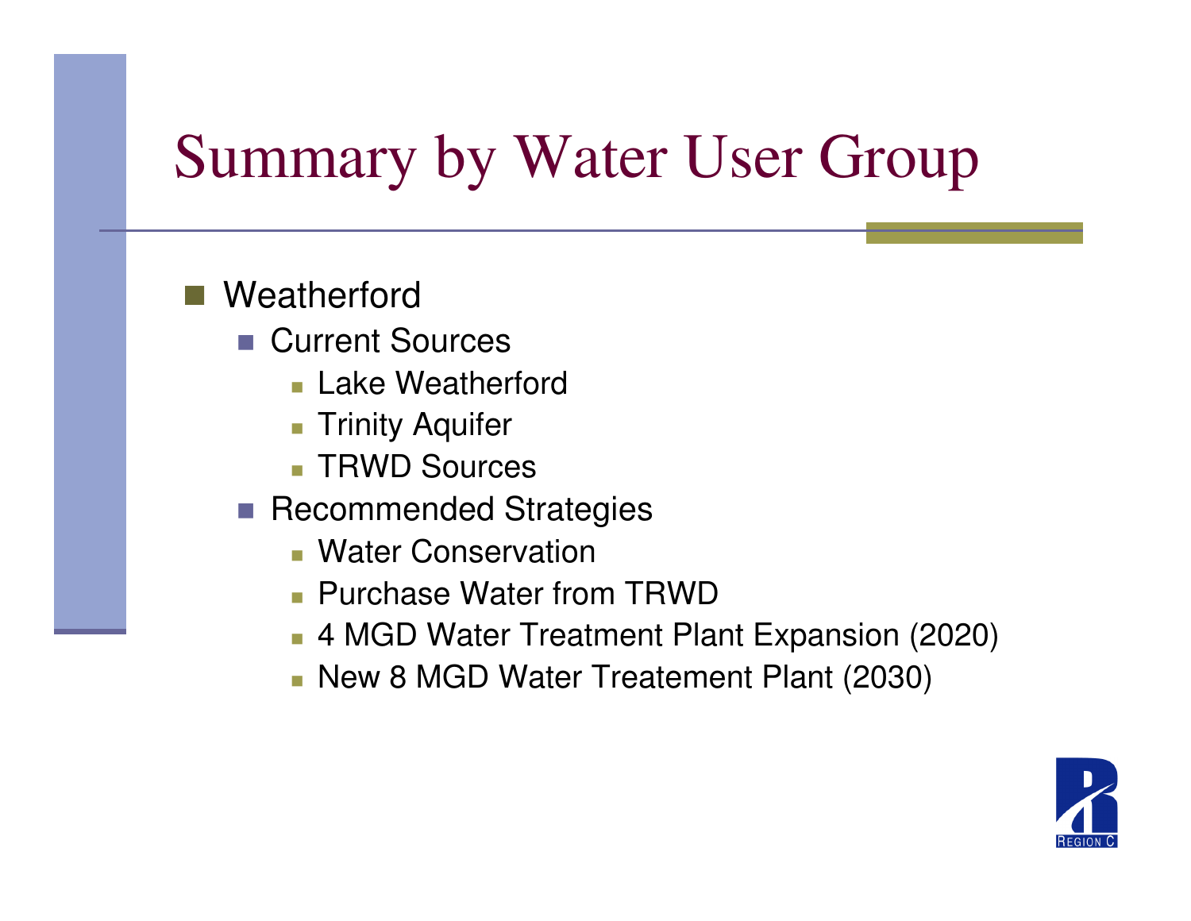# Summary by Water User Group

- Weatherford
  - Current Sources
    - Lake Weatherford
    - Trinity Aquifer
    - TRWD Sources
  - Recommended Strategies
    - Water Conservation
    - Purchase Water from TRWD
    - 4 MGD Water Treatment Plant Expansion (2020)
    - New 8 MGD Water Treatement Plant (2030)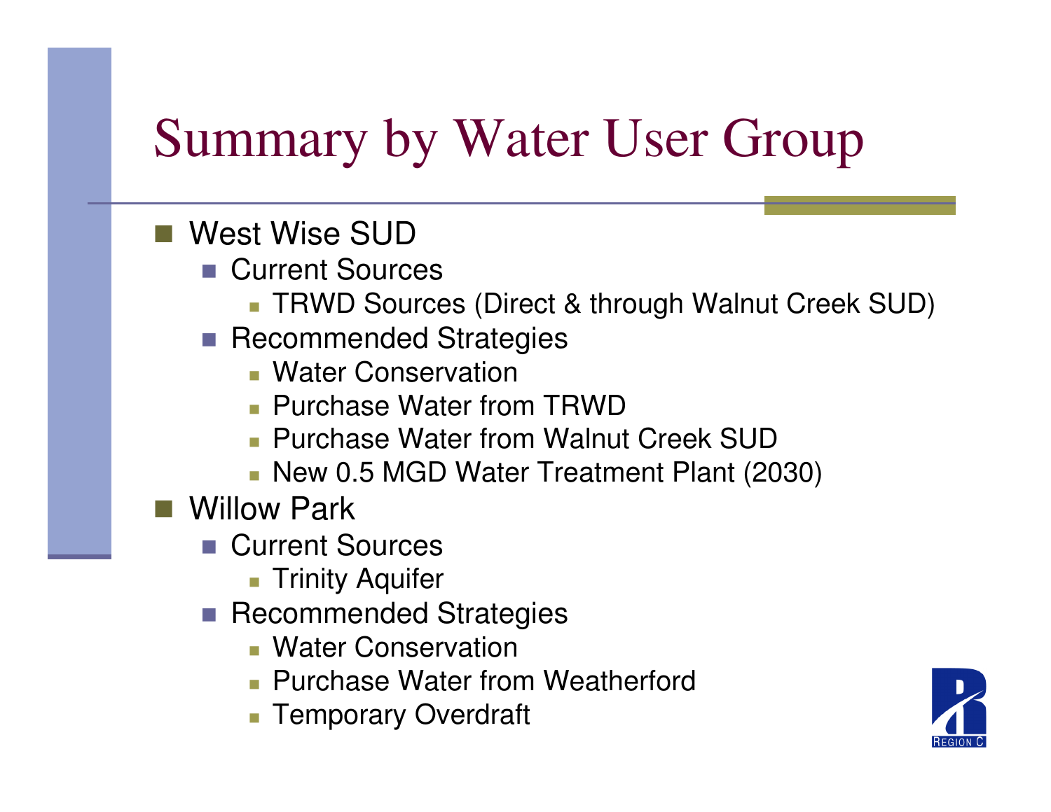# Summary by Water User Group

- West Wise SUD
  - Current Sources
    - TRWD Sources (Direct & through Walnut Creek SUD)
  - Recommended Strategies
    - Water Conservation
    - Purchase Water from TRWD
    - Purchase Water from Walnut Creek SUD
    - New 0.5 MGD Water Treatment Plant (2030)
- Willow Park
  - Current Sources
    - Trinity Aquifer
  - Recommended Strategies
    - Water Conservation
    - Purchase Water from Weatherford
    - Temporary Overdraft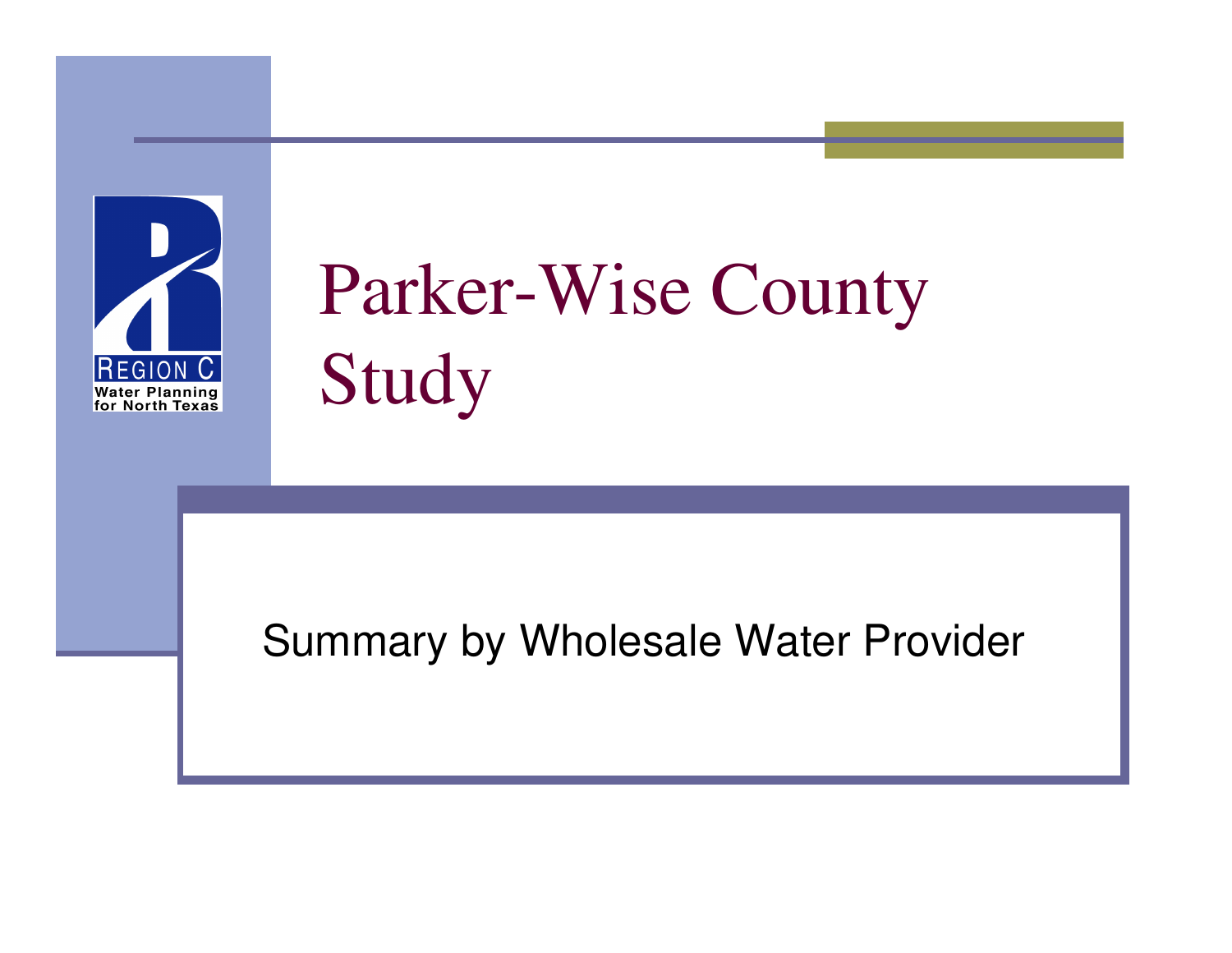# Parker-Wise County Study

Summary by Wholesale Water Provider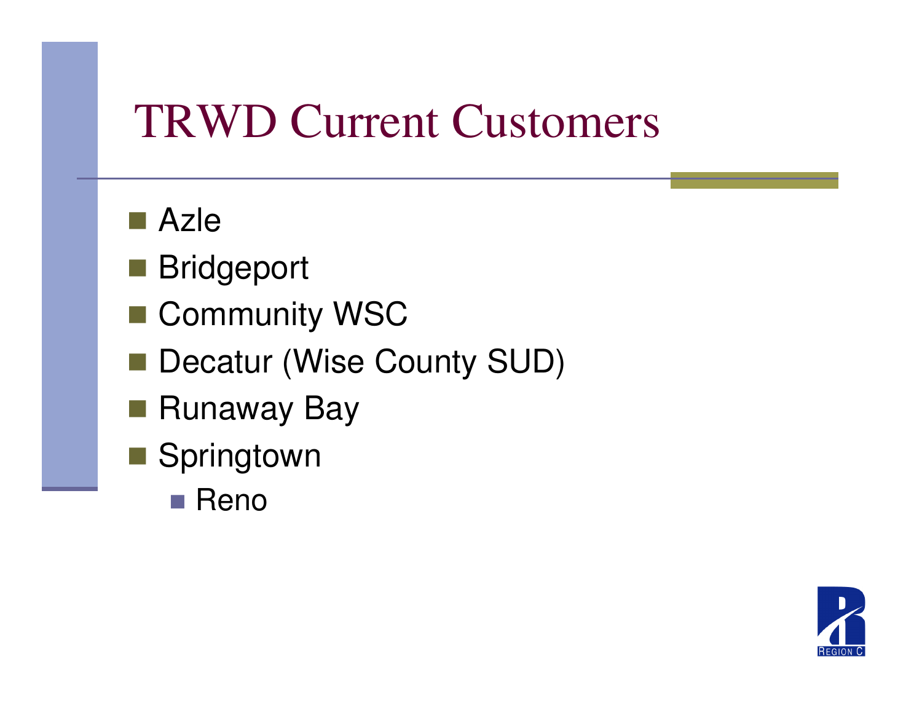# TRWD Current Customers

- Azle
- Bridgeport
- Community WSC
- Decatur (Wise County SUD)
- Runaway Bay
- Springtown
  - Reno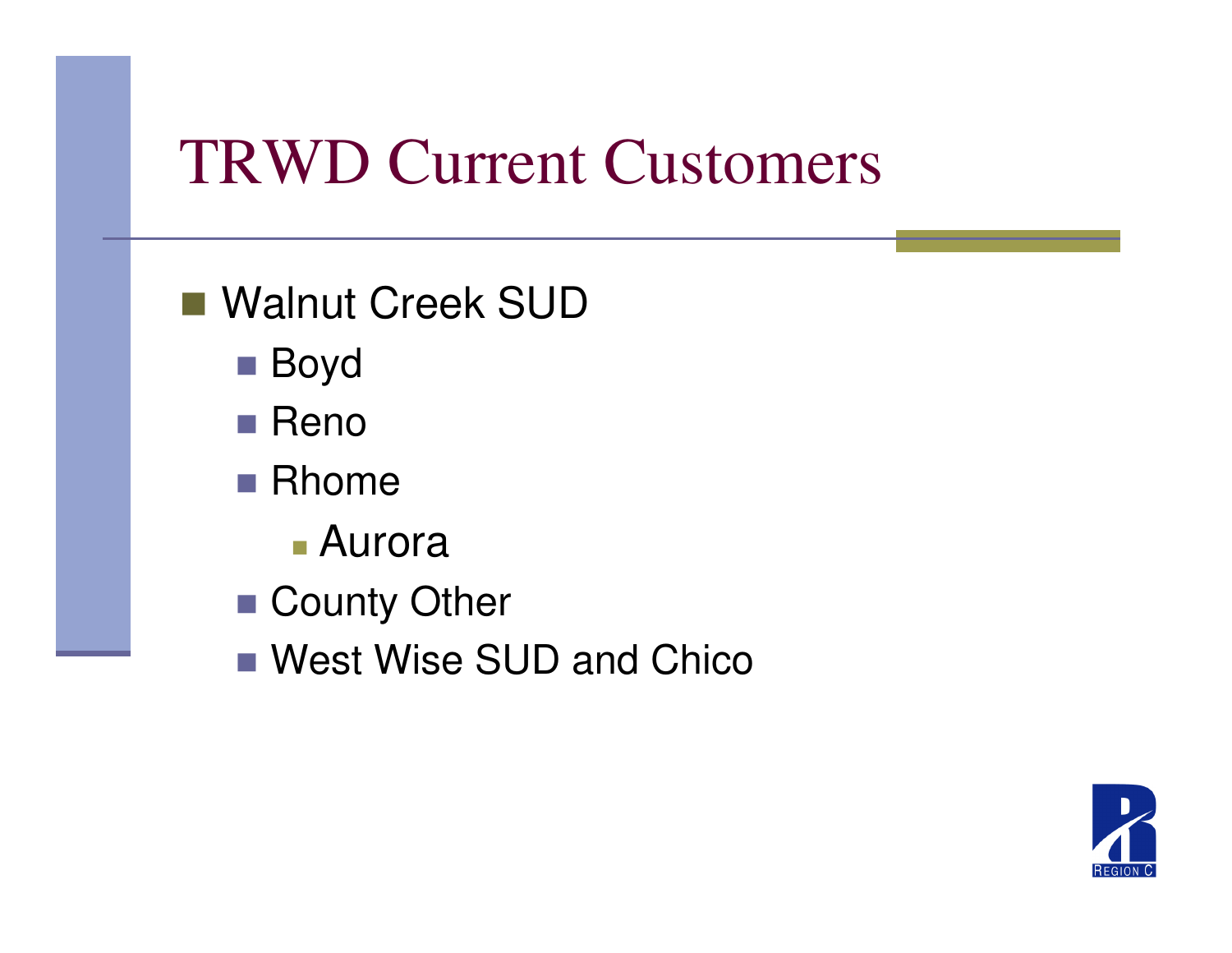# TRWD Current Customers

- Walnut Creek SUD
  - Boyd
  - Reno
  - Rhome
    - Aurora
  - County Other
  - West Wise SUD and Chico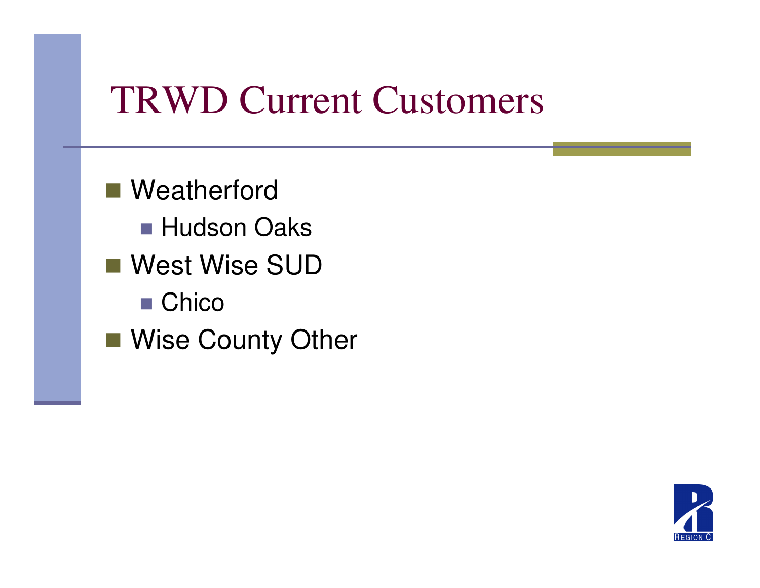# TRWD Current Customers

- Weatherford
  - Hudson Oaks
- West Wise SUD
  - Chico
- Wise County Other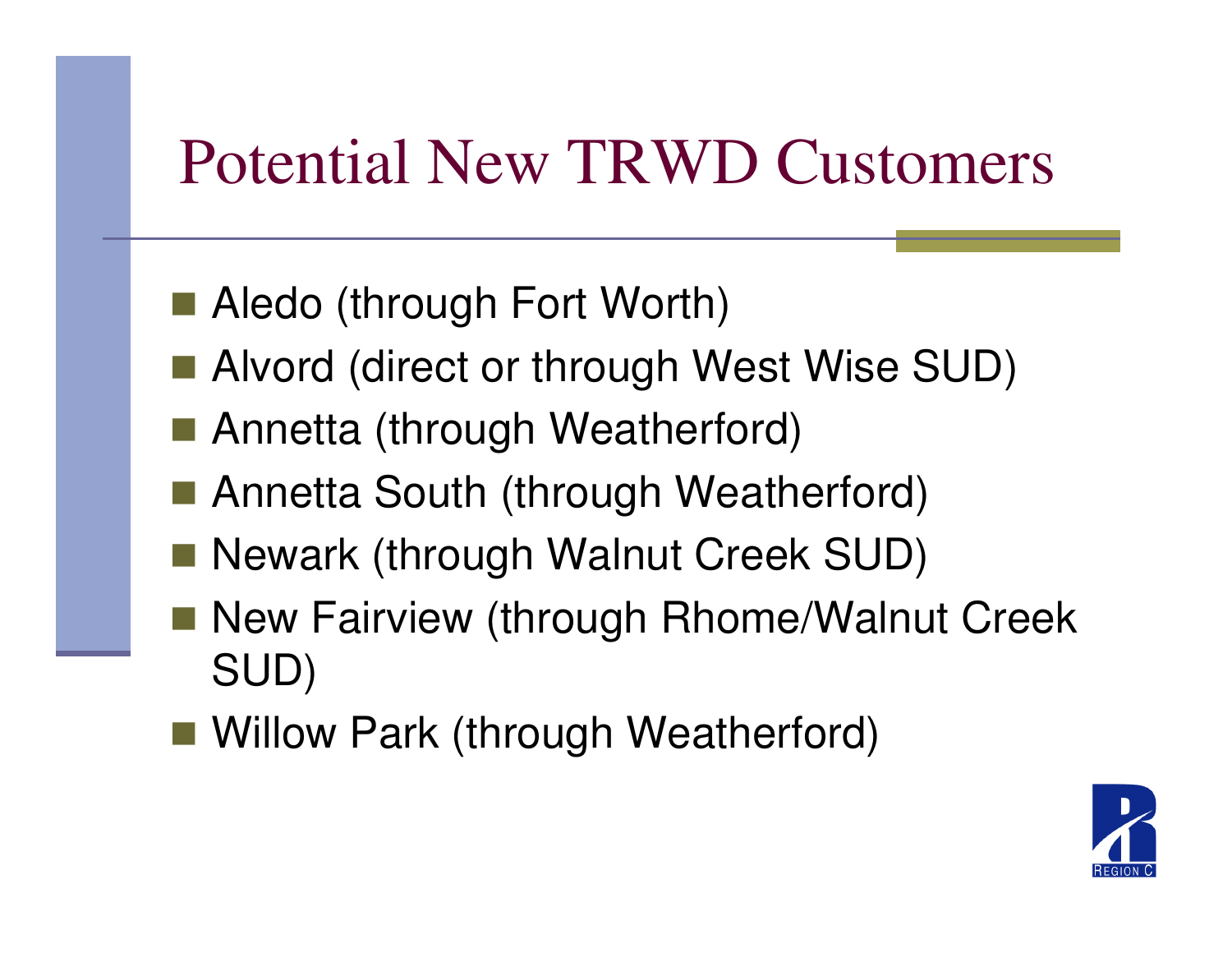# Potential New TRWD Customers

- Aledo (through Fort Worth)
- Alvord (direct or through West Wise SUD)
- Annetta (through Weatherford)
- Annetta South (through Weatherford)
- Newark (through Walnut Creek SUD)
- New Fairview (through Rhome/Walnut Creek SUD)
- Willow Park (through Weatherford)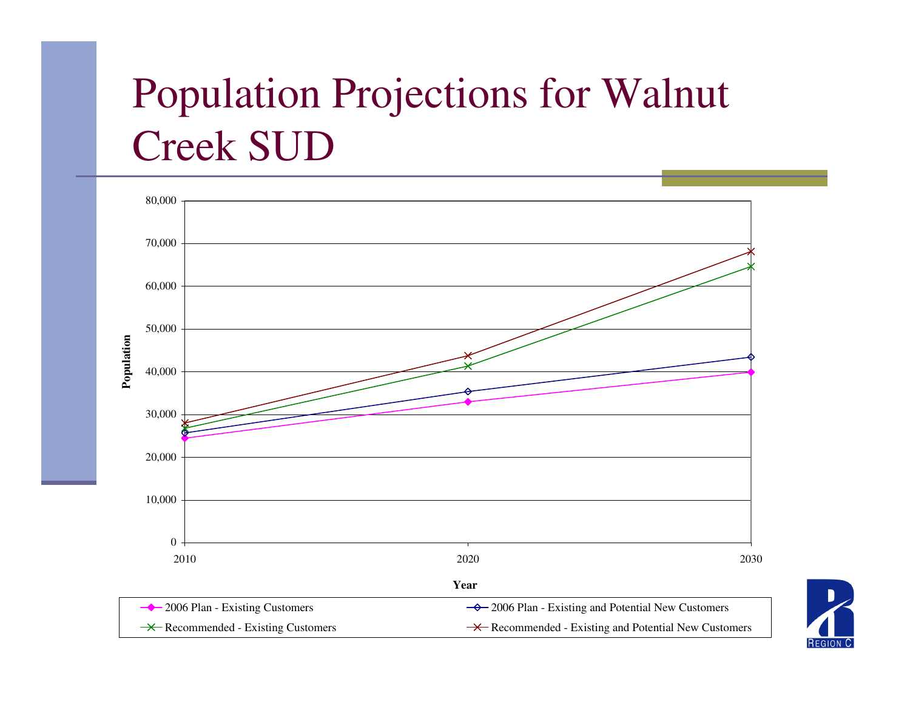# Population Projections for Walnut Creek SUD

Population

80,000
70,000
60,000
50,000
40,000
30,000
20,000
10,000
0

2010 2020 2030

Year

- 2006 Plan - Existing Customers
- 2006 Plan - Existing and Potential New Customers
- Recommended - Existing Customers
- Recommended - Existing and Potential New Customers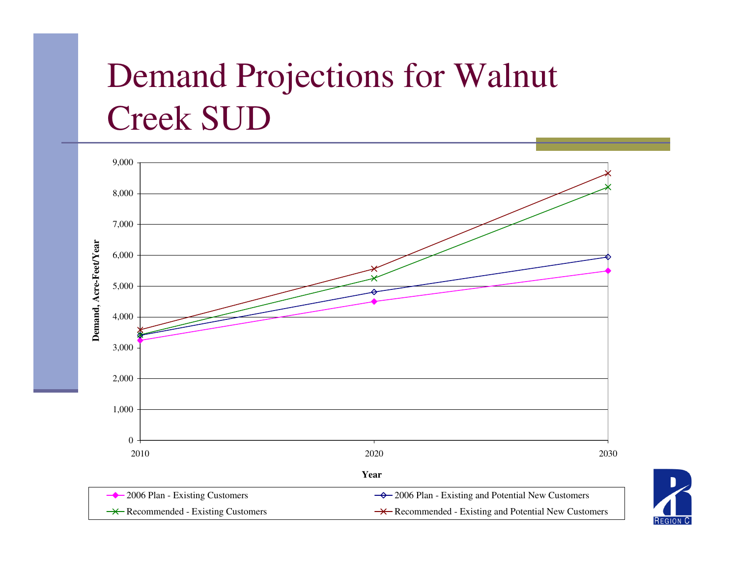# Demand Projections for Walnut Creek SUD

Demand, Acre-Feet/Year

9,000
8,000
7,000
6,000
5,000
4,000
3,000
2,000
1,000
0

2010 2020 2030

Year

- 2006 Plan - Existing Customers
- 2006 Plan - Existing and Potential New Customers
- Recommended - Existing Customers
- Recommended - Existing and Potential New Customers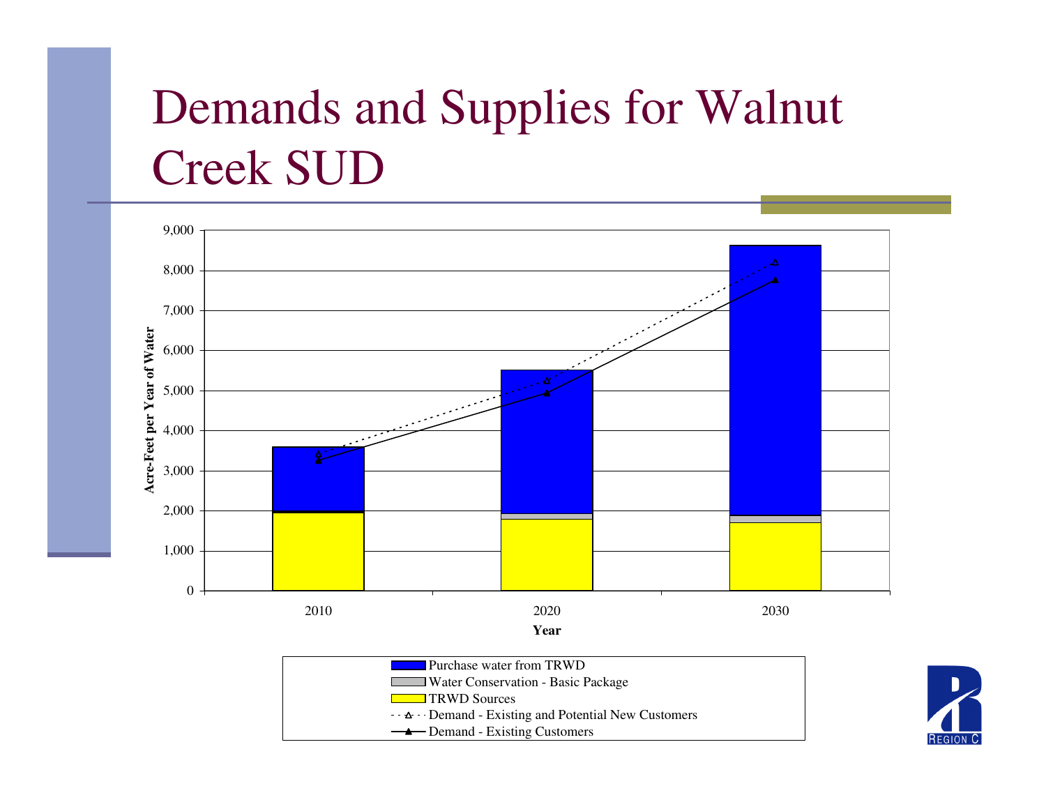# Demands and Supplies for Walnut Creek SUD

Acre-Feet per Year of Water

9,000
8,000
7,000
6,000
5,000
4,000
3,000
2,000
1,000
0

2010 2020 2030

Year

- Purchase water from TRWD
- Water Conservation - Basic Package
- TRWD Sources
- Demand - Existing and Potential New Customers
- Demand - Existing Customers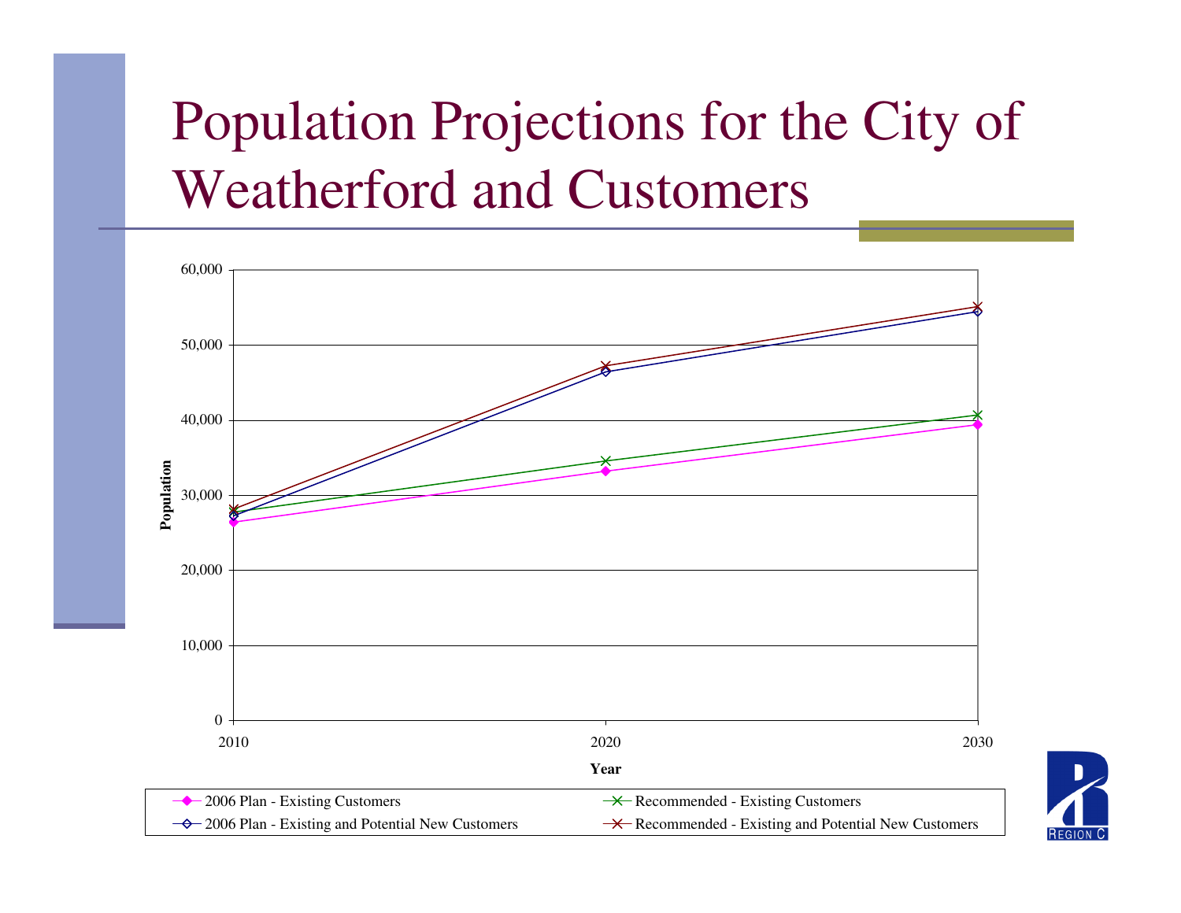# Population Projections for the City of Weatherford and Customers

Population

60,000
50,000
40,000
30,000
20,000
10,000
0

2010 2020 2030

Year

- 2006 Plan - Existing Customers
- 2006 Plan - Existing and Potential New Customers
- Recommended - Existing Customers
- Recommended - Existing and Potential New Customers

REGION C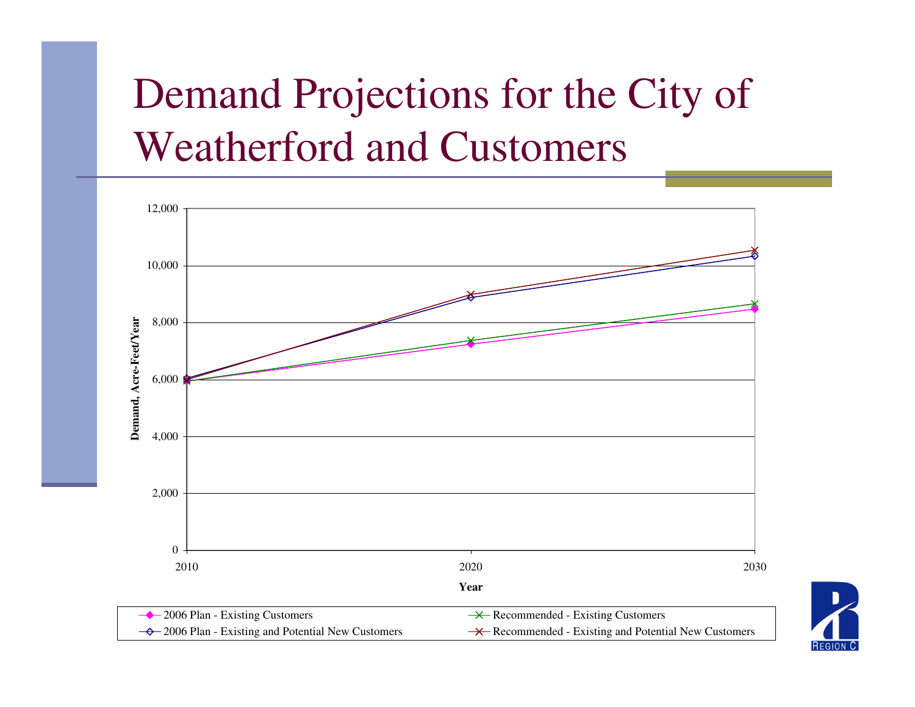# Demand Projections for the City of Weatherford and Customers

| Year | 2006 Plan - Existing Customers | Recommended - Existing Customers | 2006 Plan - Existing and Potential New Customers | Recommended - Existing and Potential New Customers |
|---|---|---|---|---|
| 2010 | ~5,950 | ~5,950 | ~6,050 | ~6,000 |
| 2020 | ~7,250 | ~7,380 | ~8,900 | ~9,000 |
| 2030 | ~8,480 | ~8,650 | ~10,350 | ~10,550 |

Demand, Acre-Feet/Year (y-axis, 0 to 12,000); Year (x-axis)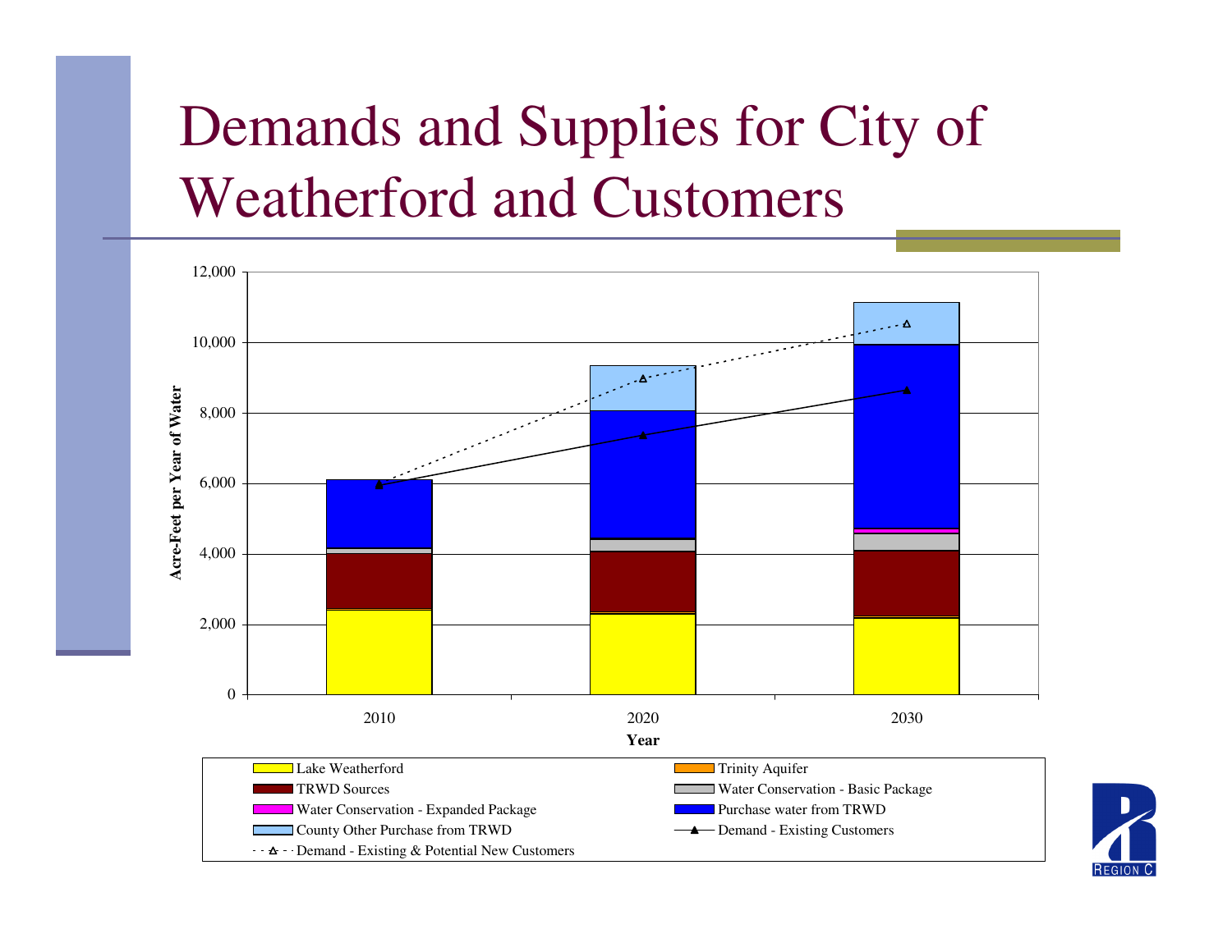# Demands and Supplies for City of Weatherford and Customers

Acre-Feet per Year of Water

12,000
10,000
8,000
6,000
4,000
2,000
0

2010 2020 2030

Year

- Lake Weatherford
- Trinity Aquifer
- TRWD Sources
- Water Conservation - Basic Package
- Water Conservation - Expanded Package
- Purchase water from TRWD
- County Other Purchase from TRWD
- Demand - Existing Customers
- Demand - Existing & Potential New Customers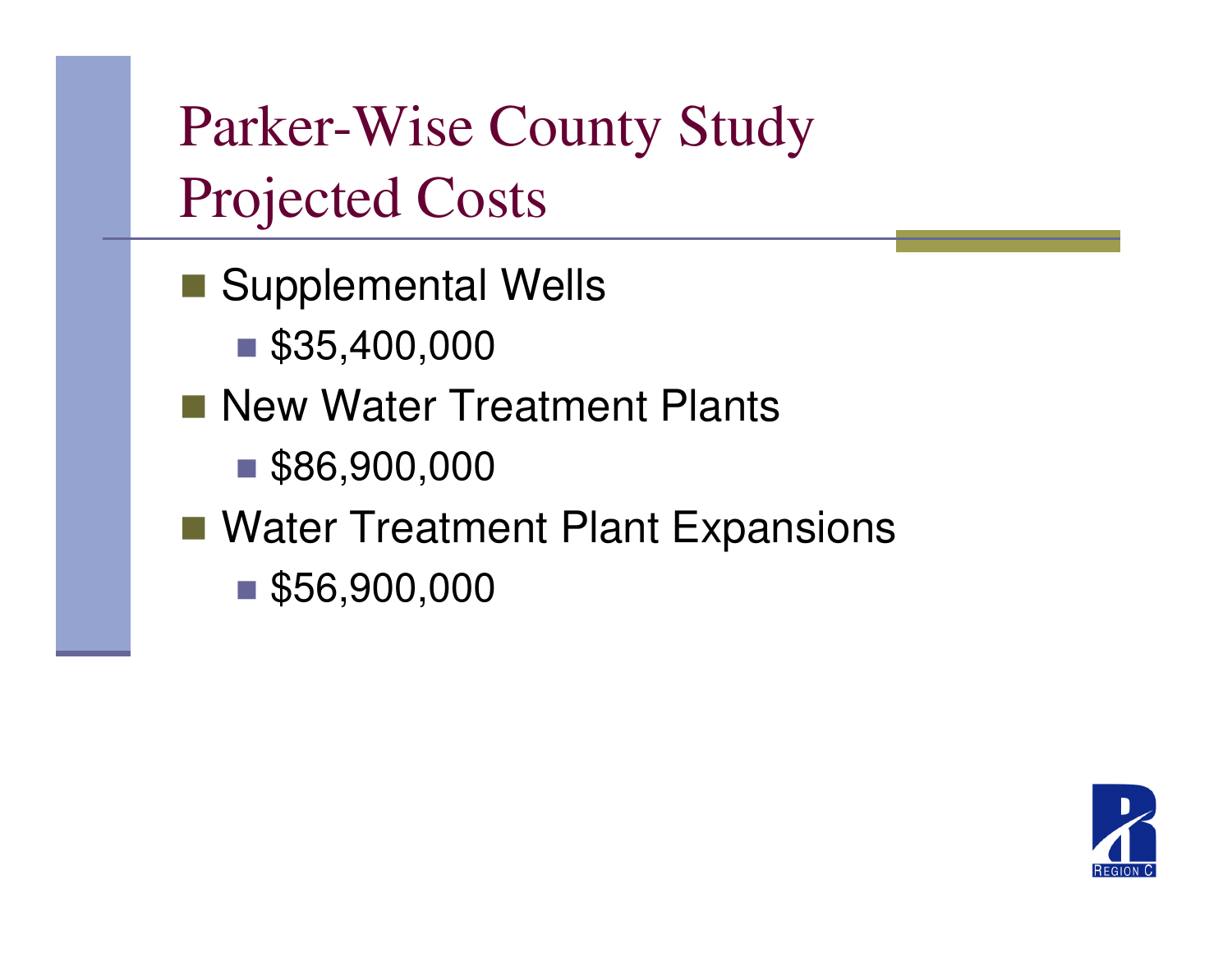# Parker-Wise County Study Projected Costs

- Supplemental Wells
  - $35,400,000
- New Water Treatment Plants
  - $86,900,000
- Water Treatment Plant Expansions
  - $56,900,000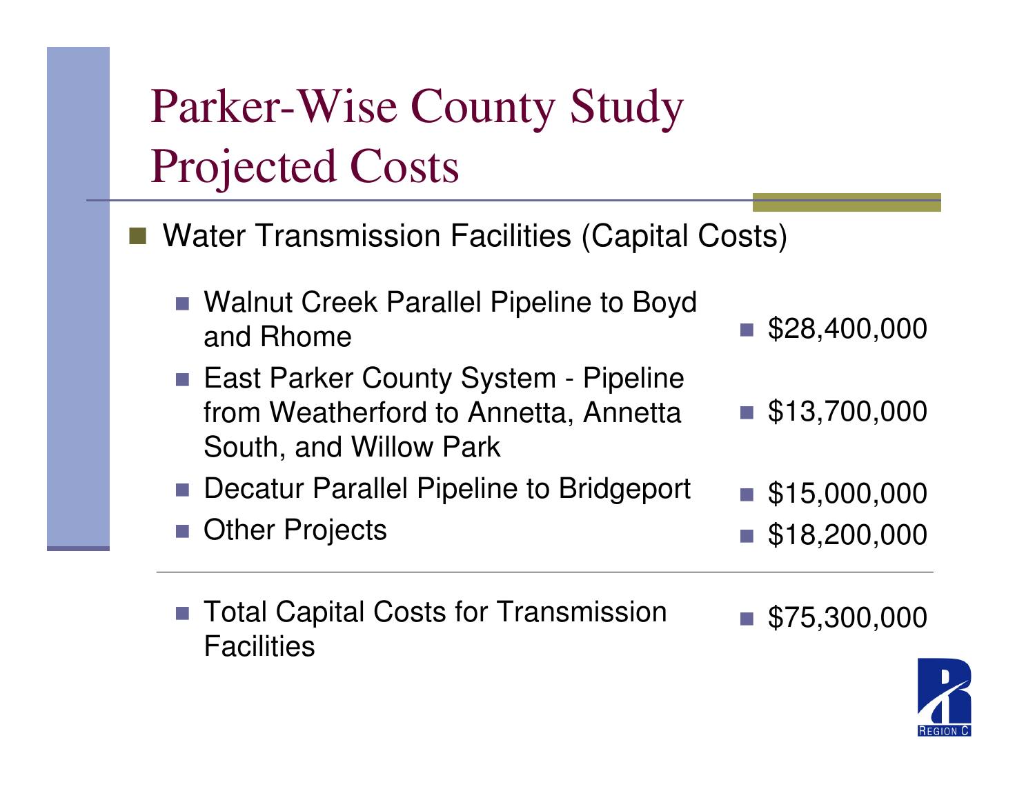# Parker-Wise County Study Projected Costs

- Water Transmission Facilities (Capital Costs)

| Project | Cost |
|---|---|
| Walnut Creek Parallel Pipeline to Boyd and Rhome | $28,400,000 |
| East Parker County System - Pipeline from Weatherford to Annetta, Annetta South, and Willow Park | $13,700,000 |
| Decatur Parallel Pipeline to Bridgeport | $15,000,000 |
| Other Projects | $18,200,000 |
| Total Capital Costs for Transmission Facilities | $75,300,000 |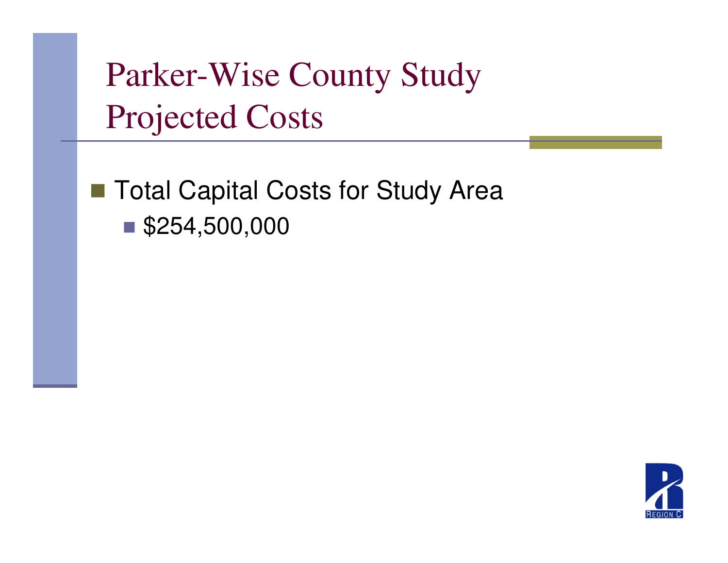# Parker-Wise County Study Projected Costs

- Total Capital Costs for Study Area
  - $254,500,000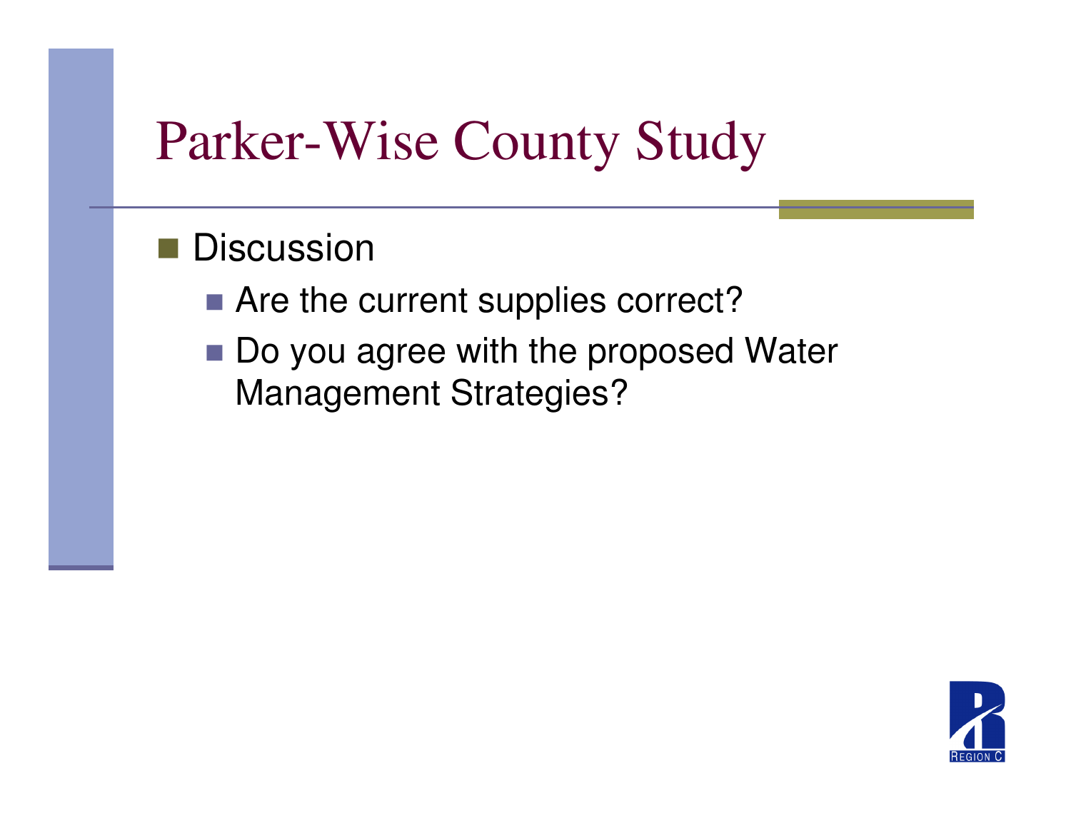# Parker-Wise County Study

- Discussion
  - Are the current supplies correct?
  - Do you agree with the proposed Water Management Strategies?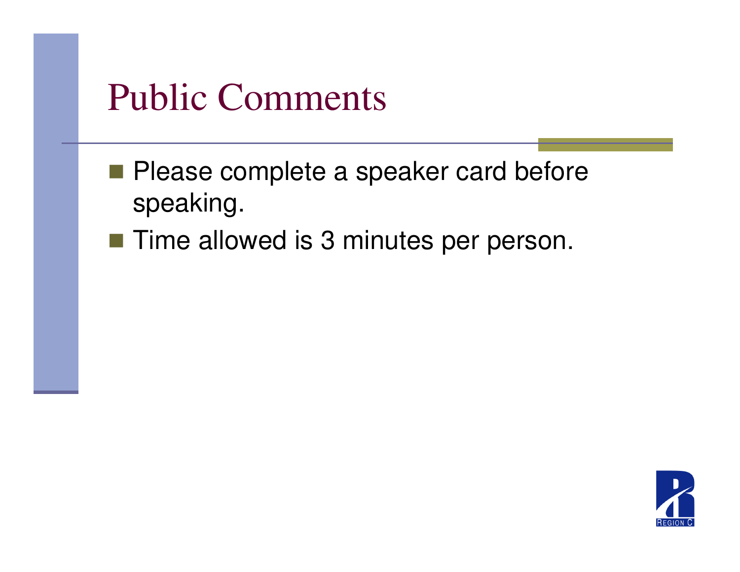# Public Comments

- Please complete a speaker card before speaking.
- Time allowed is 3 minutes per person.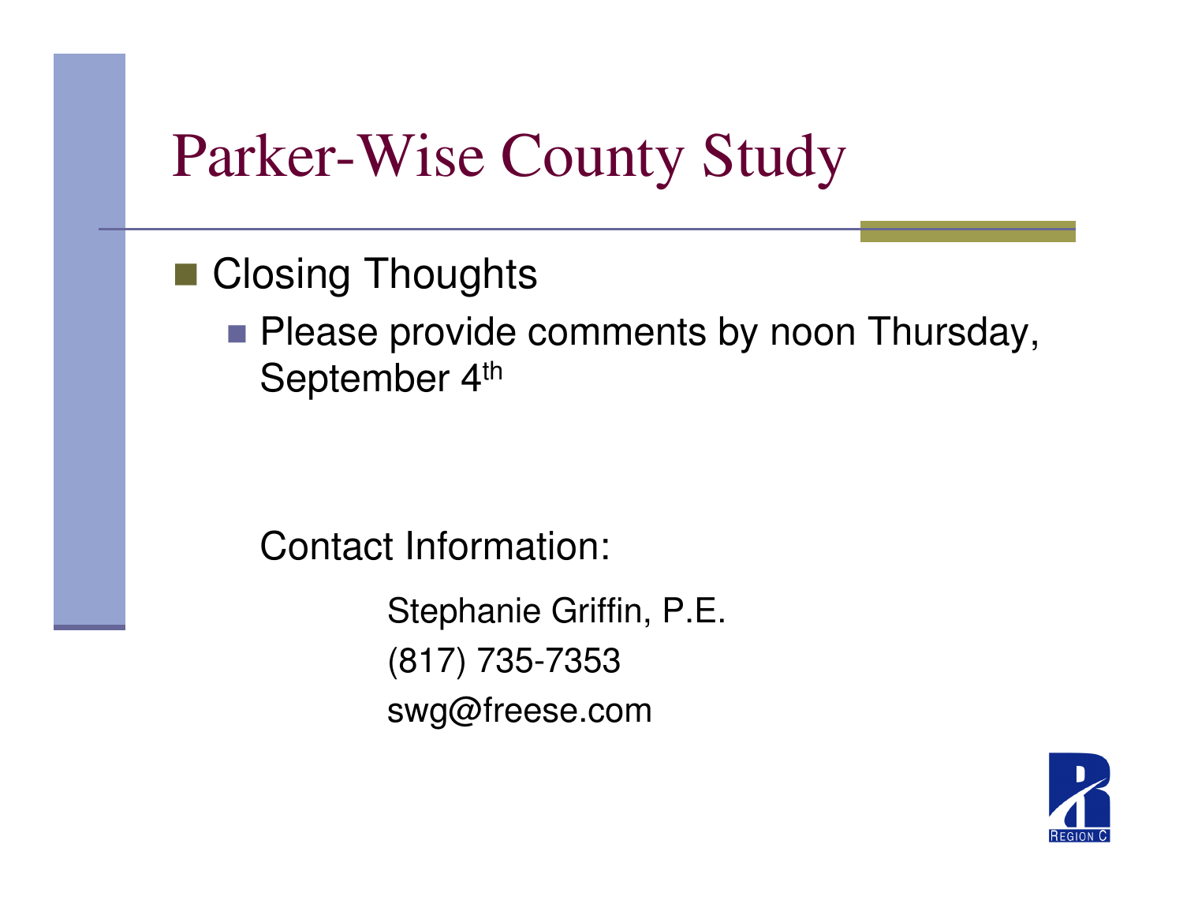# Parker-Wise County Study

- Closing Thoughts
  - Please provide comments by noon Thursday, September 4th

Contact Information:

Stephanie Griffin, P.E.
(817) 735-7353
swg@freese.com

REGION C